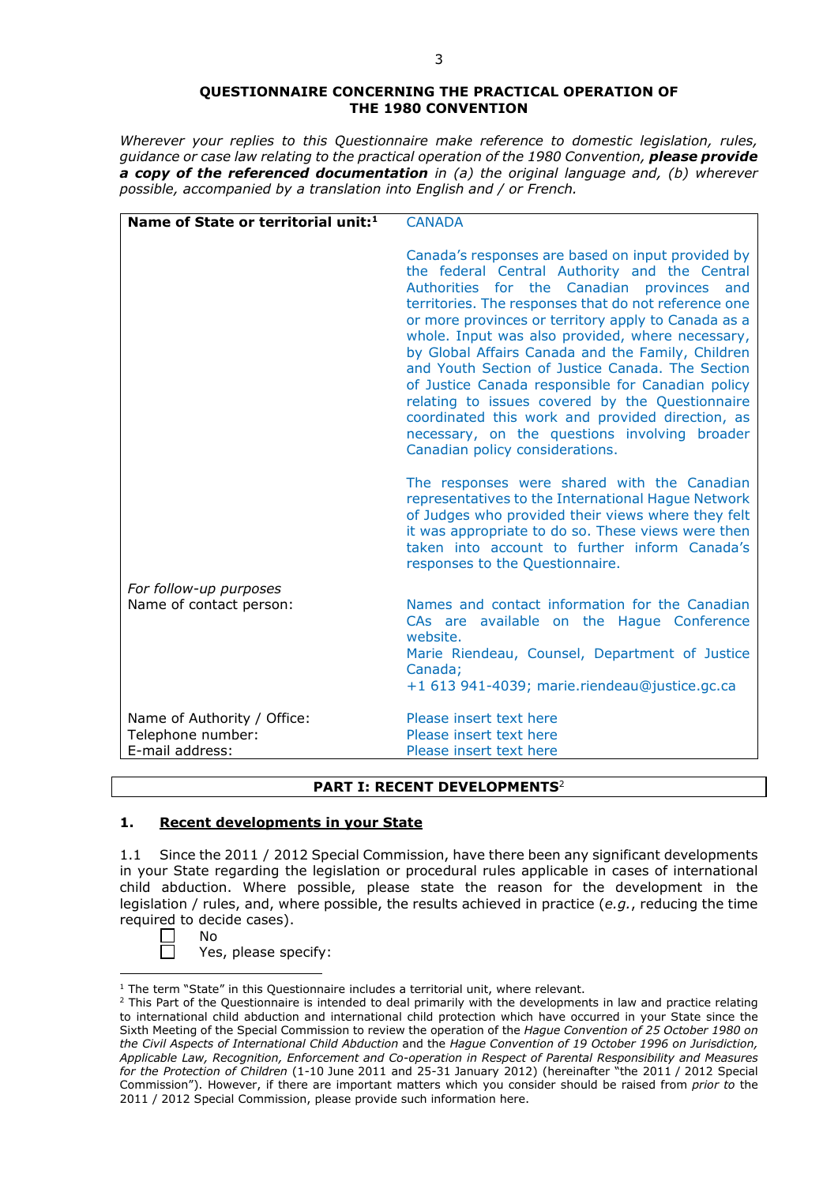# QUESTIONNAIRE CONCERNING THE PRACTICAL OPERATION OF THE 1980 CONVENTION

*Wherever your replies to this Questionnaire make reference to domestic legislation, rules, guidance or case law relating to the practical operation of the 1980 Convention,* ***please provide a copy of the referenced documentation*** *in (a) the original language and, (b) wherever possible, accompanied by a translation into English and / or French.*

| **Name of State or territorial unit:**[1] | CANADA<br><br>Canada's responses are based on input provided by the federal Central Authority and the Central Authorities for the Canadian provinces and territories. The responses that do not reference one or more provinces or territory apply to Canada as a whole. Input was also provided, where necessary, by Global Affairs Canada and the Family, Children and Youth Section of Justice Canada. The Section of Justice Canada responsible for Canadian policy relating to issues covered by the Questionnaire coordinated this work and provided direction, as necessary, on the questions involving broader Canadian policy considerations.<br><br>The responses were shared with the Canadian representatives to the International Hague Network of Judges who provided their views where they felt it was appropriate to do so. These views were then taken into account to further inform Canada's responses to the Questionnaire. |
|---|---|
| *For follow-up purposes*<br>Name of contact person: | Names and contact information for the Canadian CAs are available on the Hague Conference website.<br>Marie Riendeau, Counsel, Department of Justice Canada;<br>+1 613 941-4039; marie.riendeau@justice.gc.ca |
| Name of Authority / Office:<br>Telephone number:<br>E-mail address: | Please insert text here<br>Please insert text here<br>Please insert text here |

## PART I: RECENT DEVELOPMENTS[2]

### 1. Recent developments in your State

1.1 Since the 2011 / 2012 Special Commission, have there been any significant developments in your State regarding the legislation or procedural rules applicable in cases of international child abduction. Where possible, please state the reason for the development in the legislation / rules, and, where possible, the results achieved in practice (*e.g.*, reducing the time required to decide cases).

☐ No
☐ Yes, please specify:

---

[1] The term "State" in this Questionnaire includes a territorial unit, where relevant.

[2] This Part of the Questionnaire is intended to deal primarily with the developments in law and practice relating to international child abduction and international child protection which have occurred in your State since the Sixth Meeting of the Special Commission to review the operation of the *Hague Convention of 25 October 1980 on the Civil Aspects of International Child Abduction* and the *Hague Convention of 19 October 1996 on Jurisdiction, Applicable Law, Recognition, Enforcement and Co-operation in Respect of Parental Responsibility and Measures for the Protection of Children* (1-10 June 2011 and 25-31 January 2012) (hereinafter "the 2011 / 2012 Special Commission"). However, if there are important matters which you consider should be raised from *prior to* the 2011 / 2012 Special Commission, please provide such information here.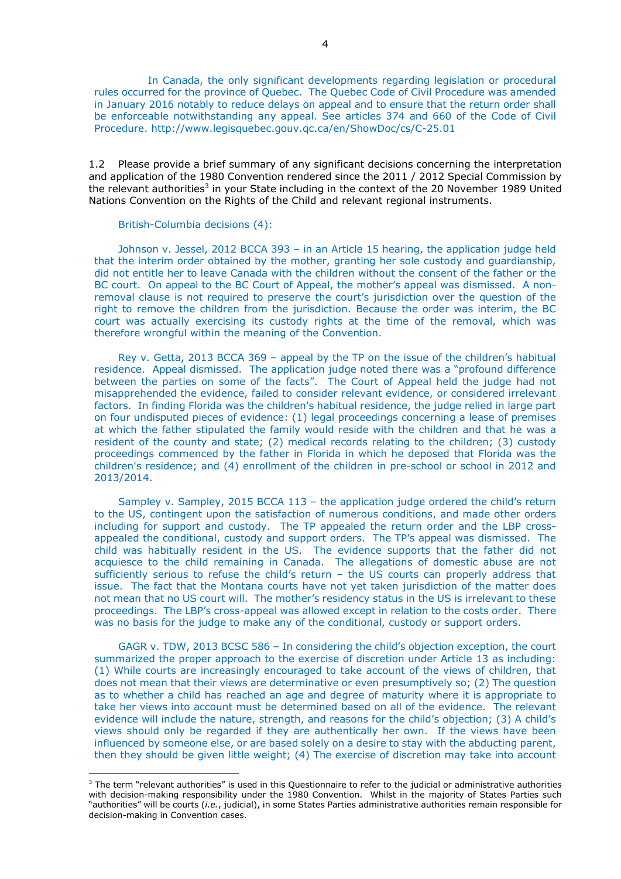In Canada, the only significant developments regarding legislation or procedural rules occurred for the province of Quebec. The Quebec Code of Civil Procedure was amended in January 2016 notably to reduce delays on appeal and to ensure that the return order shall be enforceable notwithstanding any appeal. See articles 374 and 660 of the Code of Civil Procedure. http://www.legisquebec.gouv.qc.ca/en/ShowDoc/cs/C-25.01

1.2 Please provide a brief summary of any significant decisions concerning the interpretation and application of the 1980 Convention rendered since the 2011 / 2012 Special Commission by the relevant authorities[3] in your State including in the context of the 20 November 1989 United Nations Convention on the Rights of the Child and relevant regional instruments.

British-Columbia decisions (4):

Johnson v. Jessel, 2012 BCCA 393 – in an Article 15 hearing, the application judge held that the interim order obtained by the mother, granting her sole custody and guardianship, did not entitle her to leave Canada with the children without the consent of the father or the BC court. On appeal to the BC Court of Appeal, the mother's appeal was dismissed. A non-removal clause is not required to preserve the court's jurisdiction over the question of the right to remove the children from the jurisdiction. Because the order was interim, the BC court was actually exercising its custody rights at the time of the removal, which was therefore wrongful within the meaning of the Convention.

Rey v. Getta, 2013 BCCA 369 – appeal by the TP on the issue of the children's habitual residence. Appeal dismissed. The application judge noted there was a "profound difference between the parties on some of the facts". The Court of Appeal held the judge had not misapprehended the evidence, failed to consider relevant evidence, or considered irrelevant factors. In finding Florida was the children's habitual residence, the judge relied in large part on four undisputed pieces of evidence: (1) legal proceedings concerning a lease of premises at which the father stipulated the family would reside with the children and that he was a resident of the county and state; (2) medical records relating to the children; (3) custody proceedings commenced by the father in Florida in which he deposed that Florida was the children's residence; and (4) enrollment of the children in pre-school or school in 2012 and 2013/2014.

Sampley v. Sampley, 2015 BCCA 113 – the application judge ordered the child's return to the US, contingent upon the satisfaction of numerous conditions, and made other orders including for support and custody. The TP appealed the return order and the LBP cross-appealed the conditional, custody and support orders. The TP's appeal was dismissed. The child was habitually resident in the US. The evidence supports that the father did not acquiesce to the child remaining in Canada. The allegations of domestic abuse are not sufficiently serious to refuse the child's return – the US courts can properly address that issue. The fact that the Montana courts have not yet taken jurisdiction of the matter does not mean that no US court will. The mother's residency status in the US is irrelevant to these proceedings. The LBP's cross-appeal was allowed except in relation to the costs order. There was no basis for the judge to make any of the conditional, custody or support orders.

GAGR v. TDW, 2013 BCSC 586 – In considering the child's objection exception, the court summarized the proper approach to the exercise of discretion under Article 13 as including: (1) While courts are increasingly encouraged to take account of the views of children, that does not mean that their views are determinative or even presumptively so; (2) The question as to whether a child has reached an age and degree of maturity where it is appropriate to take her views into account must be determined based on all of the evidence. The relevant evidence will include the nature, strength, and reasons for the child's objection; (3) A child's views should only be regarded if they are authentically her own. If the views have been influenced by someone else, or are based solely on a desire to stay with the abducting parent, then they should be given little weight; (4) The exercise of discretion may take into account

[3] The term "relevant authorities" is used in this Questionnaire to refer to the judicial or administrative authorities with decision-making responsibility under the 1980 Convention. Whilst in the majority of States Parties such "authorities" will be courts (*i.e.*, judicial), in some States Parties administrative authorities remain responsible for decision-making in Convention cases.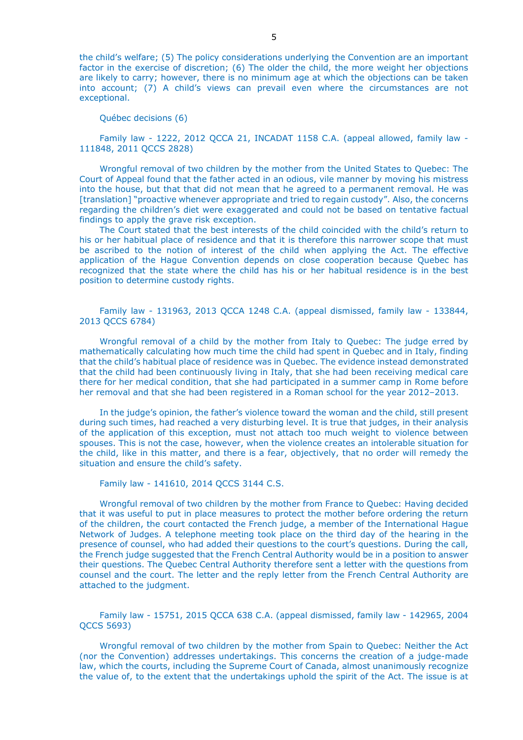the child's welfare; (5) The policy considerations underlying the Convention are an important factor in the exercise of discretion; (6) The older the child, the more weight her objections are likely to carry; however, there is no minimum age at which the objections can be taken into account; (7) A child's views can prevail even where the circumstances are not exceptional.

Québec decisions (6)

Family law - 1222, 2012 QCCA 21, INCADAT 1158 C.A. (appeal allowed, family law - 111848, 2011 QCCS 2828)

Wrongful removal of two children by the mother from the United States to Quebec: The Court of Appeal found that the father acted in an odious, vile manner by moving his mistress into the house, but that that did not mean that he agreed to a permanent removal. He was [translation] "proactive whenever appropriate and tried to regain custody". Also, the concerns regarding the children's diet were exaggerated and could not be based on tentative factual findings to apply the grave risk exception.

The Court stated that the best interests of the child coincided with the child's return to his or her habitual place of residence and that it is therefore this narrower scope that must be ascribed to the notion of interest of the child when applying the Act. The effective application of the Hague Convention depends on close cooperation because Quebec has recognized that the state where the child has his or her habitual residence is in the best position to determine custody rights.

Family law - 131963, 2013 QCCA 1248 C.A. (appeal dismissed, family law - 133844, 2013 QCCS 6784)

Wrongful removal of a child by the mother from Italy to Quebec: The judge erred by mathematically calculating how much time the child had spent in Quebec and in Italy, finding that the child's habitual place of residence was in Quebec. The evidence instead demonstrated that the child had been continuously living in Italy, that she had been receiving medical care there for her medical condition, that she had participated in a summer camp in Rome before her removal and that she had been registered in a Roman school for the year 2012–2013.

In the judge's opinion, the father's violence toward the woman and the child, still present during such times, had reached a very disturbing level. It is true that judges, in their analysis of the application of this exception, must not attach too much weight to violence between spouses. This is not the case, however, when the violence creates an intolerable situation for the child, like in this matter, and there is a fear, objectively, that no order will remedy the situation and ensure the child's safety.

Family law - 141610, 2014 QCCS 3144 C.S.

Wrongful removal of two children by the mother from France to Quebec: Having decided that it was useful to put in place measures to protect the mother before ordering the return of the children, the court contacted the French judge, a member of the International Hague Network of Judges. A telephone meeting took place on the third day of the hearing in the presence of counsel, who had added their questions to the court's questions. During the call, the French judge suggested that the French Central Authority would be in a position to answer their questions. The Quebec Central Authority therefore sent a letter with the questions from counsel and the court. The letter and the reply letter from the French Central Authority are attached to the judgment.

Family law - 15751, 2015 QCCA 638 C.A. (appeal dismissed, family law - 142965, 2004 QCCS 5693)

Wrongful removal of two children by the mother from Spain to Quebec: Neither the Act (nor the Convention) addresses undertakings. This concerns the creation of a judge-made law, which the courts, including the Supreme Court of Canada, almost unanimously recognize the value of, to the extent that the undertakings uphold the spirit of the Act. The issue is at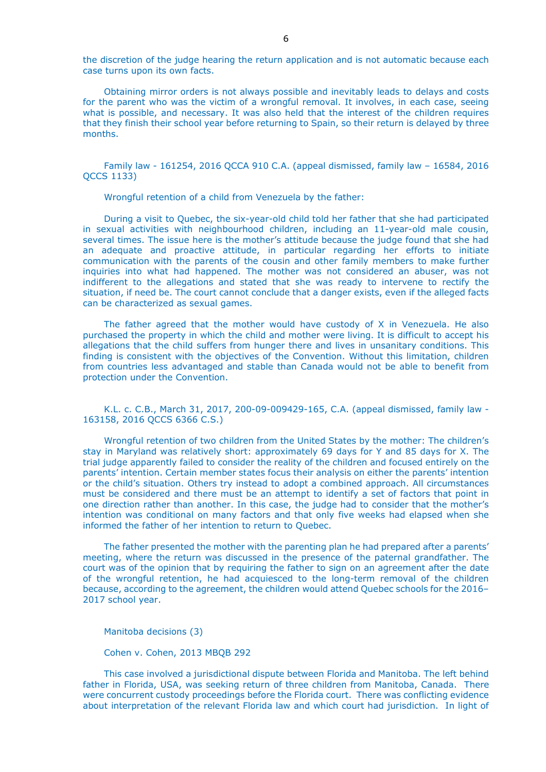the discretion of the judge hearing the return application and is not automatic because each case turns upon its own facts.

Obtaining mirror orders is not always possible and inevitably leads to delays and costs for the parent who was the victim of a wrongful removal. It involves, in each case, seeing what is possible, and necessary. It was also held that the interest of the children requires that they finish their school year before returning to Spain, so their return is delayed by three months.

Family law - 161254, 2016 QCCA 910 C.A. (appeal dismissed, family law – 16584, 2016 QCCS 1133)

Wrongful retention of a child from Venezuela by the father:

During a visit to Quebec, the six-year-old child told her father that she had participated in sexual activities with neighbourhood children, including an 11-year-old male cousin, several times. The issue here is the mother's attitude because the judge found that she had an adequate and proactive attitude, in particular regarding her efforts to initiate communication with the parents of the cousin and other family members to make further inquiries into what had happened. The mother was not considered an abuser, was not indifferent to the allegations and stated that she was ready to intervene to rectify the situation, if need be. The court cannot conclude that a danger exists, even if the alleged facts can be characterized as sexual games.

The father agreed that the mother would have custody of X in Venezuela. He also purchased the property in which the child and mother were living. It is difficult to accept his allegations that the child suffers from hunger there and lives in unsanitary conditions. This finding is consistent with the objectives of the Convention. Without this limitation, children from countries less advantaged and stable than Canada would not be able to benefit from protection under the Convention.

K.L. c. C.B., March 31, 2017, 200-09-009429-165, C.A. (appeal dismissed, family law - 163158, 2016 QCCS 6366 C.S.)

Wrongful retention of two children from the United States by the mother: The children's stay in Maryland was relatively short: approximately 69 days for Y and 85 days for X. The trial judge apparently failed to consider the reality of the children and focused entirely on the parents' intention. Certain member states focus their analysis on either the parents' intention or the child's situation. Others try instead to adopt a combined approach. All circumstances must be considered and there must be an attempt to identify a set of factors that point in one direction rather than another. In this case, the judge had to consider that the mother's intention was conditional on many factors and that only five weeks had elapsed when she informed the father of her intention to return to Quebec.

The father presented the mother with the parenting plan he had prepared after a parents' meeting, where the return was discussed in the presence of the paternal grandfather. The court was of the opinion that by requiring the father to sign on an agreement after the date of the wrongful retention, he had acquiesced to the long-term removal of the children because, according to the agreement, the children would attend Quebec schools for the 2016–2017 school year.

Manitoba decisions (3)

Cohen v. Cohen, 2013 MBQB 292

This case involved a jurisdictional dispute between Florida and Manitoba. The left behind father in Florida, USA, was seeking return of three children from Manitoba, Canada. There were concurrent custody proceedings before the Florida court. There was conflicting evidence about interpretation of the relevant Florida law and which court had jurisdiction. In light of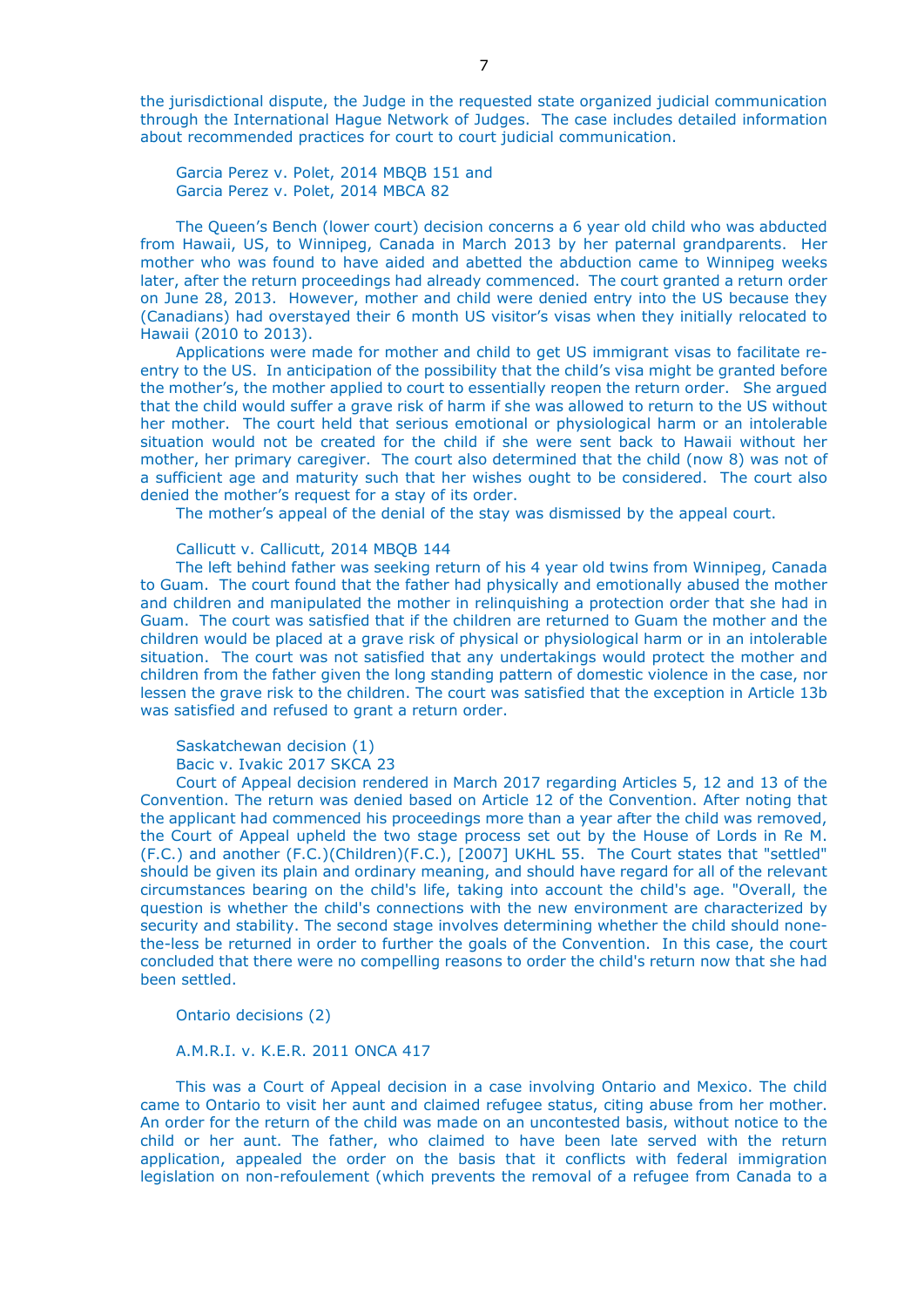the jurisdictional dispute, the Judge in the requested state organized judicial communication through the International Hague Network of Judges. The case includes detailed information about recommended practices for court to court judicial communication.

Garcia Perez v. Polet, 2014 MBQB 151 and
Garcia Perez v. Polet, 2014 MBCA 82

The Queen's Bench (lower court) decision concerns a 6 year old child who was abducted from Hawaii, US, to Winnipeg, Canada in March 2013 by her paternal grandparents. Her mother who was found to have aided and abetted the abduction came to Winnipeg weeks later, after the return proceedings had already commenced. The court granted a return order on June 28, 2013. However, mother and child were denied entry into the US because they (Canadians) had overstayed their 6 month US visitor's visas when they initially relocated to Hawaii (2010 to 2013).

Applications were made for mother and child to get US immigrant visas to facilitate re-entry to the US. In anticipation of the possibility that the child's visa might be granted before the mother's, the mother applied to court to essentially reopen the return order. She argued that the child would suffer a grave risk of harm if she was allowed to return to the US without her mother. The court held that serious emotional or physiological harm or an intolerable situation would not be created for the child if she were sent back to Hawaii without her mother, her primary caregiver. The court also determined that the child (now 8) was not of a sufficient age and maturity such that her wishes ought to be considered. The court also denied the mother's request for a stay of its order.

The mother's appeal of the denial of the stay was dismissed by the appeal court.

Callicutt v. Callicutt, 2014 MBQB 144

The left behind father was seeking return of his 4 year old twins from Winnipeg, Canada to Guam. The court found that the father had physically and emotionally abused the mother and children and manipulated the mother in relinquishing a protection order that she had in Guam. The court was satisfied that if the children are returned to Guam the mother and the children would be placed at a grave risk of physical or physiological harm or in an intolerable situation. The court was not satisfied that any undertakings would protect the mother and children from the father given the long standing pattern of domestic violence in the case, nor lessen the grave risk to the children. The court was satisfied that the exception in Article 13b was satisfied and refused to grant a return order.

Saskatchewan decision (1)

Bacic v. Ivakic 2017 SKCA 23

Court of Appeal decision rendered in March 2017 regarding Articles 5, 12 and 13 of the Convention. The return was denied based on Article 12 of the Convention. After noting that the applicant had commenced his proceedings more than a year after the child was removed, the Court of Appeal upheld the two stage process set out by the House of Lords in Re M. (F.C.) and another (F.C.)(Children)(F.C.), [2007] UKHL 55. The Court states that "settled" should be given its plain and ordinary meaning, and should have regard for all of the relevant circumstances bearing on the child's life, taking into account the child's age. "Overall, the question is whether the child's connections with the new environment are characterized by security and stability. The second stage involves determining whether the child should none-the-less be returned in order to further the goals of the Convention. In this case, the court concluded that there were no compelling reasons to order the child's return now that she had been settled.

Ontario decisions (2)

A.M.R.I. v. K.E.R. 2011 ONCA 417

This was a Court of Appeal decision in a case involving Ontario and Mexico. The child came to Ontario to visit her aunt and claimed refugee status, citing abuse from her mother. An order for the return of the child was made on an uncontested basis, without notice to the child or her aunt. The father, who claimed to have been late served with the return application, appealed the order on the basis that it conflicts with federal immigration legislation on non-refoulement (which prevents the removal of a refugee from Canada to a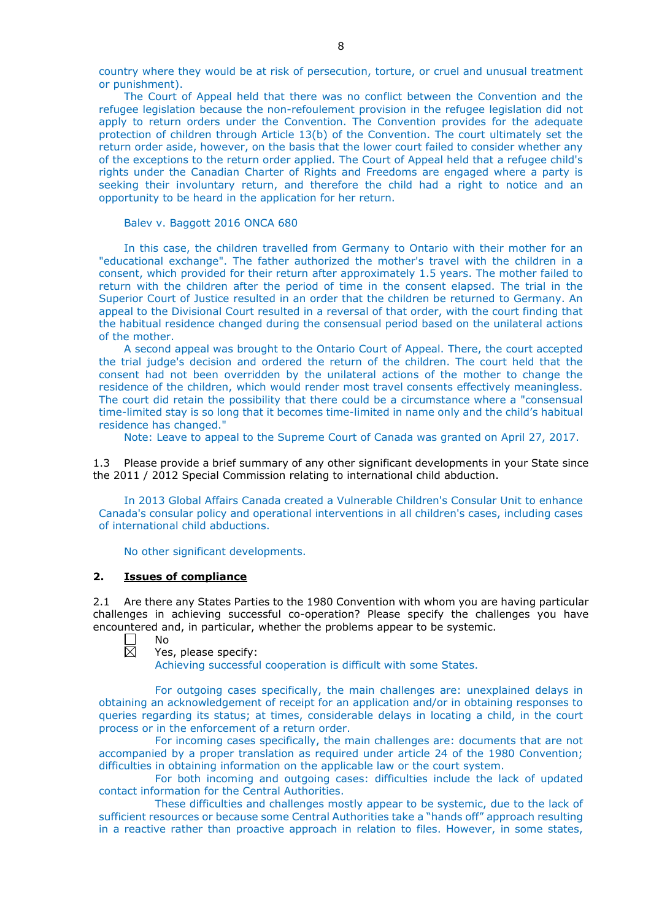country where they would be at risk of persecution, torture, or cruel and unusual treatment or punishment).

The Court of Appeal held that there was no conflict between the Convention and the refugee legislation because the non-refoulement provision in the refugee legislation did not apply to return orders under the Convention. The Convention provides for the adequate protection of children through Article 13(b) of the Convention. The court ultimately set the return order aside, however, on the basis that the lower court failed to consider whether any of the exceptions to the return order applied. The Court of Appeal held that a refugee child's rights under the Canadian Charter of Rights and Freedoms are engaged where a party is seeking their involuntary return, and therefore the child had a right to notice and an opportunity to be heard in the application for her return.

Balev v. Baggott 2016 ONCA 680

In this case, the children travelled from Germany to Ontario with their mother for an "educational exchange". The father authorized the mother's travel with the children in a consent, which provided for their return after approximately 1.5 years. The mother failed to return with the children after the period of time in the consent elapsed. The trial in the Superior Court of Justice resulted in an order that the children be returned to Germany. An appeal to the Divisional Court resulted in a reversal of that order, with the court finding that the habitual residence changed during the consensual period based on the unilateral actions of the mother.

A second appeal was brought to the Ontario Court of Appeal. There, the court accepted the trial judge's decision and ordered the return of the children. The court held that the consent had not been overridden by the unilateral actions of the mother to change the residence of the children, which would render most travel consents effectively meaningless. The court did retain the possibility that there could be a circumstance where a "consensual time-limited stay is so long that it becomes time-limited in name only and the child's habitual residence has changed."

Note: Leave to appeal to the Supreme Court of Canada was granted on April 27, 2017.

1.3 Please provide a brief summary of any other significant developments in your State since the 2011 / 2012 Special Commission relating to international child abduction.

In 2013 Global Affairs Canada created a Vulnerable Children's Consular Unit to enhance Canada's consular policy and operational interventions in all children's cases, including cases of international child abductions.

No other significant developments.

## 2. Issues of compliance

2.1 Are there any States Parties to the 1980 Convention with whom you are having particular challenges in achieving successful co-operation? Please specify the challenges you have encountered and, in particular, whether the problems appear to be systemic.

☐ No
☒ Yes, please specify:
Achieving successful cooperation is difficult with some States.

For outgoing cases specifically, the main challenges are: unexplained delays in obtaining an acknowledgement of receipt for an application and/or in obtaining responses to queries regarding its status; at times, considerable delays in locating a child, in the court process or in the enforcement of a return order.

For incoming cases specifically, the main challenges are: documents that are not accompanied by a proper translation as required under article 24 of the 1980 Convention; difficulties in obtaining information on the applicable law or the court system.

For both incoming and outgoing cases: difficulties include the lack of updated contact information for the Central Authorities.

These difficulties and challenges mostly appear to be systemic, due to the lack of sufficient resources or because some Central Authorities take a "hands off" approach resulting in a reactive rather than proactive approach in relation to files. However, in some states,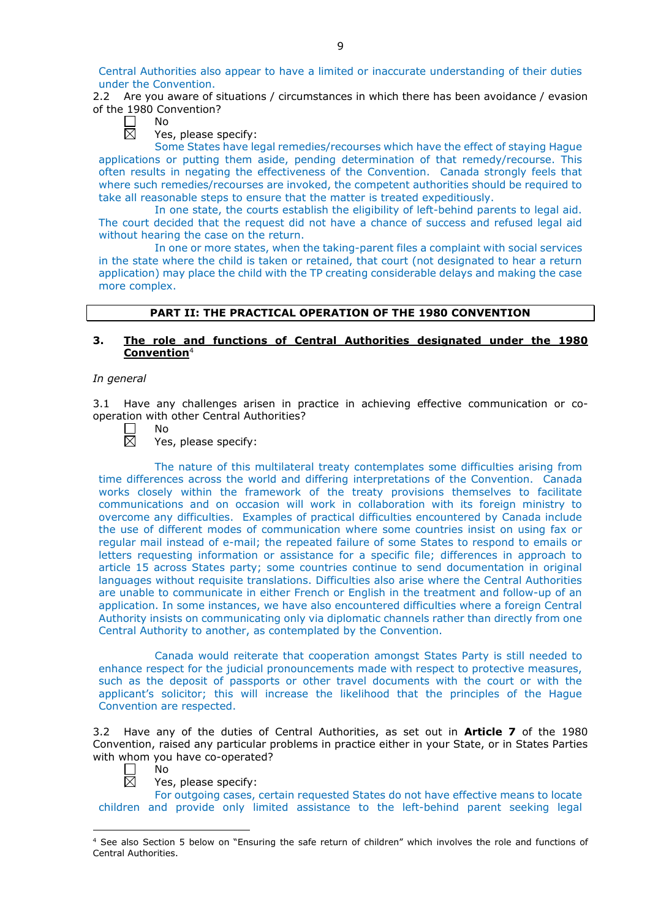Central Authorities also appear to have a limited or inaccurate understanding of their duties under the Convention.

2.2 Are you aware of situations / circumstances in which there has been avoidance / evasion of the 1980 Convention?

☐ No

☒ Yes, please specify:

Some States have legal remedies/recourses which have the effect of staying Hague applications or putting them aside, pending determination of that remedy/recourse. This often results in negating the effectiveness of the Convention. Canada strongly feels that where such remedies/recourses are invoked, the competent authorities should be required to take all reasonable steps to ensure that the matter is treated expeditiously.

In one state, the courts establish the eligibility of left-behind parents to legal aid. The court decided that the request did not have a chance of success and refused legal aid without hearing the case on the return.

In one or more states, when the taking-parent files a complaint with social services in the state where the child is taken or retained, that court (not designated to hear a return application) may place the child with the TP creating considerable delays and making the case more complex.

## PART II: THE PRACTICAL OPERATION OF THE 1980 CONVENTION

### 3. The role and functions of Central Authorities designated under the 1980 Convention[4]

*In general*

3.1 Have any challenges arisen in practice in achieving effective communication or co-operation with other Central Authorities?

☐ No

☒ Yes, please specify:

The nature of this multilateral treaty contemplates some difficulties arising from time differences across the world and differing interpretations of the Convention. Canada works closely within the framework of the treaty provisions themselves to facilitate communications and on occasion will work in collaboration with its foreign ministry to overcome any difficulties. Examples of practical difficulties encountered by Canada include the use of different modes of communication where some countries insist on using fax or regular mail instead of e-mail; the repeated failure of some States to respond to emails or letters requesting information or assistance for a specific file; differences in approach to article 15 across States party; some countries continue to send documentation in original languages without requisite translations. Difficulties also arise where the Central Authorities are unable to communicate in either French or English in the treatment and follow-up of an application. In some instances, we have also encountered difficulties where a foreign Central Authority insists on communicating only via diplomatic channels rather than directly from one Central Authority to another, as contemplated by the Convention.

Canada would reiterate that cooperation amongst States Party is still needed to enhance respect for the judicial pronouncements made with respect to protective measures, such as the deposit of passports or other travel documents with the court or with the applicant's solicitor; this will increase the likelihood that the principles of the Hague Convention are respected.

3.2 Have any of the duties of Central Authorities, as set out in **Article 7** of the 1980 Convention, raised any particular problems in practice either in your State, or in States Parties with whom you have co-operated?

☐ No

☒ Yes, please specify:

For outgoing cases, certain requested States do not have effective means to locate children and provide only limited assistance to the left-behind parent seeking legal

---

[4] See also Section 5 below on "Ensuring the safe return of children" which involves the role and functions of Central Authorities.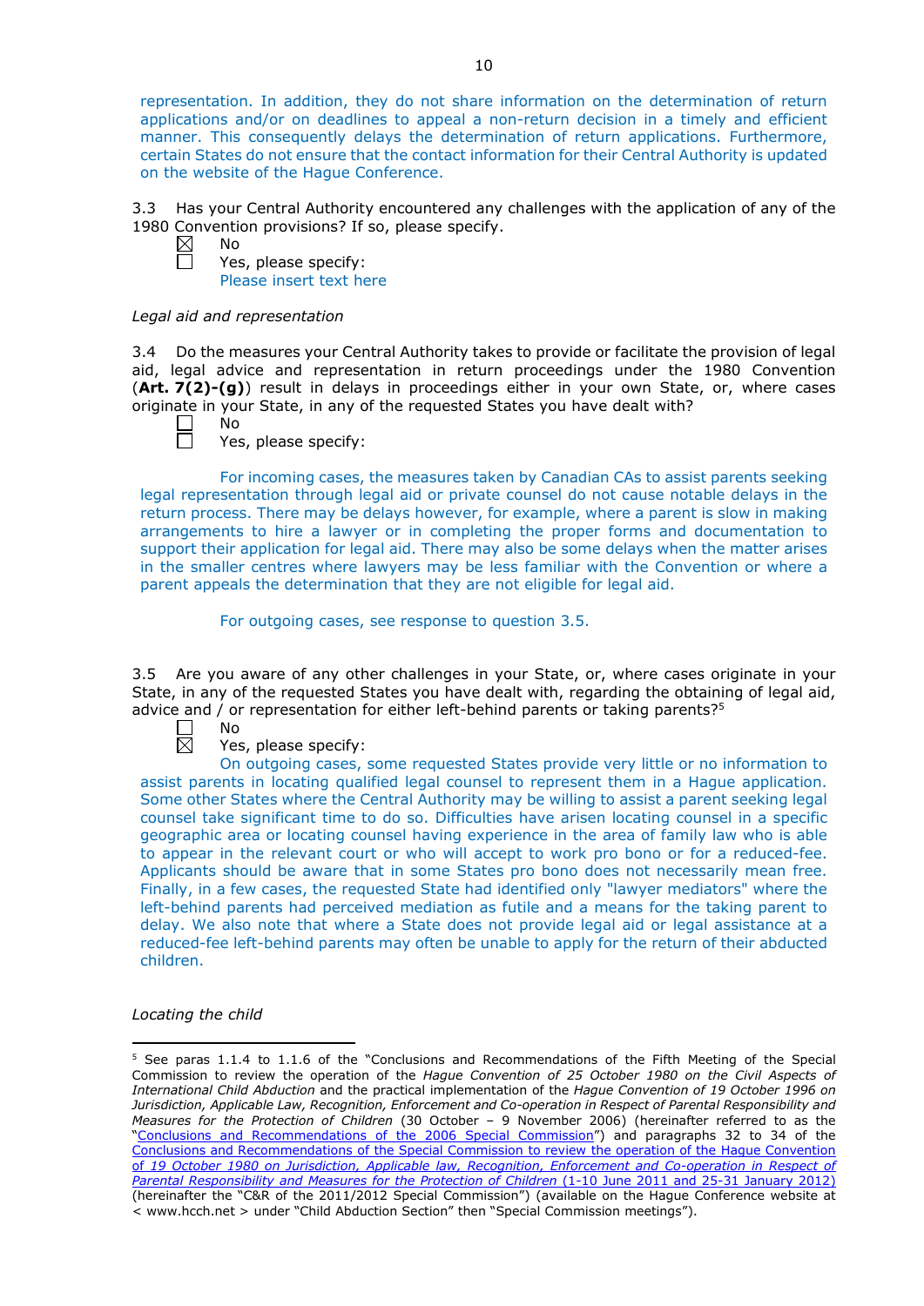representation. In addition, they do not share information on the determination of return applications and/or on deadlines to appeal a non-return decision in a timely and efficient manner. This consequently delays the determination of return applications. Furthermore, certain States do not ensure that the contact information for their Central Authority is updated on the website of the Hague Conference.

3.3 Has your Central Authority encountered any challenges with the application of any of the 1980 Convention provisions? If so, please specify.

☒ No
☐ Yes, please specify:
Please insert text here

*Legal aid and representation*

3.4 Do the measures your Central Authority takes to provide or facilitate the provision of legal aid, legal advice and representation in return proceedings under the 1980 Convention (**Art. 7(2)-(g)**) result in delays in proceedings either in your own State, or, where cases originate in your State, in any of the requested States you have dealt with?

☐ No
☐ Yes, please specify:

For incoming cases, the measures taken by Canadian CAs to assist parents seeking legal representation through legal aid or private counsel do not cause notable delays in the return process. There may be delays however, for example, where a parent is slow in making arrangements to hire a lawyer or in completing the proper forms and documentation to support their application for legal aid. There may also be some delays when the matter arises in the smaller centres where lawyers may be less familiar with the Convention or where a parent appeals the determination that they are not eligible for legal aid.

For outgoing cases, see response to question 3.5.

3.5 Are you aware of any other challenges in your State, or, where cases originate in your State, in any of the requested States you have dealt with, regarding the obtaining of legal aid, advice and / or representation for either left-behind parents or taking parents?[5]

☐ No
☒ Yes, please specify:
On outgoing cases, some requested States provide very little or no information to assist parents in locating qualified legal counsel to represent them in a Hague application. Some other States where the Central Authority may be willing to assist a parent seeking legal counsel take significant time to do so. Difficulties have arisen locating counsel in a specific geographic area or locating counsel having experience in the area of family law who is able to appear in the relevant court or who will accept to work pro bono or for a reduced-fee. Applicants should be aware that in some States pro bono does not necessarily mean free. Finally, in a few cases, the requested State had identified only "lawyer mediators" where the left-behind parents had perceived mediation as futile and a means for the taking parent to delay. We also note that where a State does not provide legal aid or legal assistance at a reduced-fee left-behind parents may often be unable to apply for the return of their abducted children.

*Locating the child*

---

[5] See paras 1.1.4 to 1.1.6 of the "Conclusions and Recommendations of the Fifth Meeting of the Special Commission to review the operation of the *Hague Convention of 25 October 1980 on the Civil Aspects of International Child Abduction* and the practical implementation of the *Hague Convention of 19 October 1996 on Jurisdiction, Applicable Law, Recognition, Enforcement and Co-operation in Respect of Parental Responsibility and Measures for the Protection of Children* (30 October – 9 November 2006) (hereinafter referred to as the "Conclusions and Recommendations of the 2006 Special Commission") and paragraphs 32 to 34 of the Conclusions and Recommendations of the Special Commission to review the operation of the Hague Convention of *19 October 1980 on Jurisdiction, Applicable law, Recognition, Enforcement and Co-operation in Respect of Parental Responsibility and Measures for the Protection of Children* (1-10 June 2011 and 25-31 January 2012) (hereinafter the "C&R of the 2011/2012 Special Commission") (available on the Hague Conference website at < www.hcch.net > under "Child Abduction Section" then "Special Commission meetings").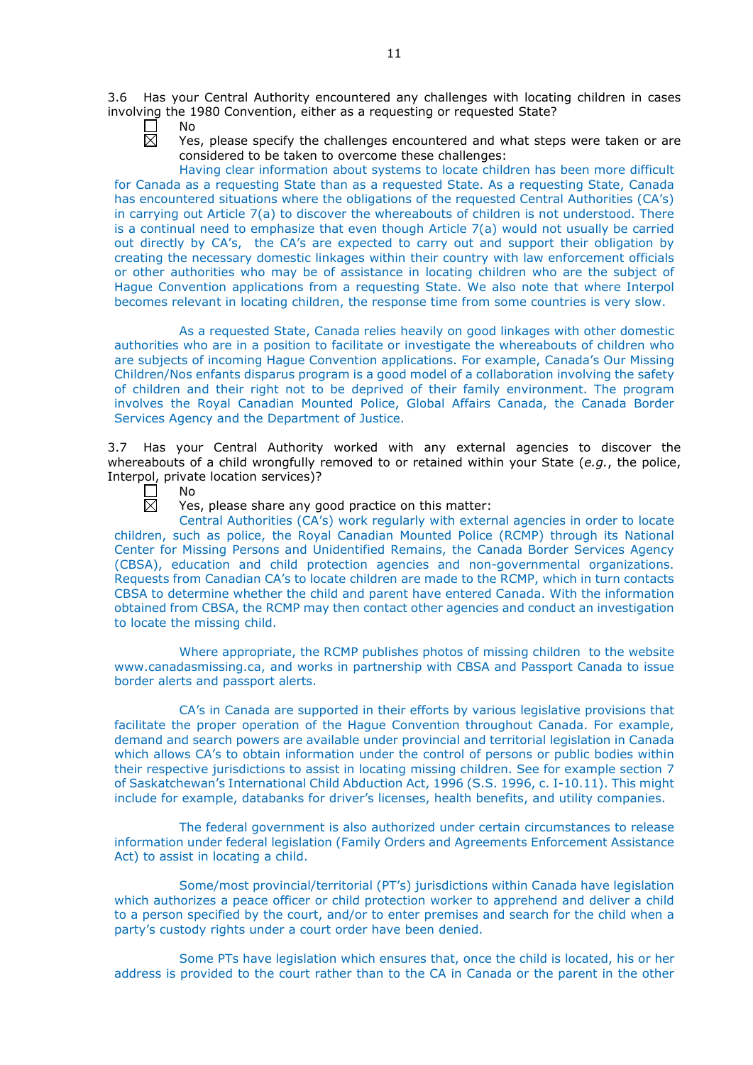3.6 Has your Central Authority encountered any challenges with locating children in cases involving the 1980 Convention, either as a requesting or requested State?

☐ No

☒ Yes, please specify the challenges encountered and what steps were taken or are considered to be taken to overcome these challenges:

Having clear information about systems to locate children has been more difficult for Canada as a requesting State than as a requested State. As a requesting State, Canada has encountered situations where the obligations of the requested Central Authorities (CA's) in carrying out Article 7(a) to discover the whereabouts of children is not understood. There is a continual need to emphasize that even though Article 7(a) would not usually be carried out directly by CA's, the CA's are expected to carry out and support their obligation by creating the necessary domestic linkages within their country with law enforcement officials or other authorities who may be of assistance in locating children who are the subject of Hague Convention applications from a requesting State. We also note that where Interpol becomes relevant in locating children, the response time from some countries is very slow.

As a requested State, Canada relies heavily on good linkages with other domestic authorities who are in a position to facilitate or investigate the whereabouts of children who are subjects of incoming Hague Convention applications. For example, Canada's Our Missing Children/Nos enfants disparus program is a good model of a collaboration involving the safety of children and their right not to be deprived of their family environment. The program involves the Royal Canadian Mounted Police, Global Affairs Canada, the Canada Border Services Agency and the Department of Justice.

3.7 Has your Central Authority worked with any external agencies to discover the whereabouts of a child wrongfully removed to or retained within your State (*e.g.*, the police, Interpol, private location services)?

☐ No

☒ Yes, please share any good practice on this matter:

Central Authorities (CA's) work regularly with external agencies in order to locate children, such as police, the Royal Canadian Mounted Police (RCMP) through its National Center for Missing Persons and Unidentified Remains, the Canada Border Services Agency (CBSA), education and child protection agencies and non-governmental organizations. Requests from Canadian CA's to locate children are made to the RCMP, which in turn contacts CBSA to determine whether the child and parent have entered Canada. With the information obtained from CBSA, the RCMP may then contact other agencies and conduct an investigation to locate the missing child.

Where appropriate, the RCMP publishes photos of missing children to the website www.canadasmissing.ca, and works in partnership with CBSA and Passport Canada to issue border alerts and passport alerts.

CA's in Canada are supported in their efforts by various legislative provisions that facilitate the proper operation of the Hague Convention throughout Canada. For example, demand and search powers are available under provincial and territorial legislation in Canada which allows CA's to obtain information under the control of persons or public bodies within their respective jurisdictions to assist in locating missing children. See for example section 7 of Saskatchewan's International Child Abduction Act, 1996 (S.S. 1996, c. I-10.11). This might include for example, databanks for driver's licenses, health benefits, and utility companies.

The federal government is also authorized under certain circumstances to release information under federal legislation (Family Orders and Agreements Enforcement Assistance Act) to assist in locating a child.

Some/most provincial/territorial (PT's) jurisdictions within Canada have legislation which authorizes a peace officer or child protection worker to apprehend and deliver a child to a person specified by the court, and/or to enter premises and search for the child when a party's custody rights under a court order have been denied.

Some PTs have legislation which ensures that, once the child is located, his or her address is provided to the court rather than to the CA in Canada or the parent in the other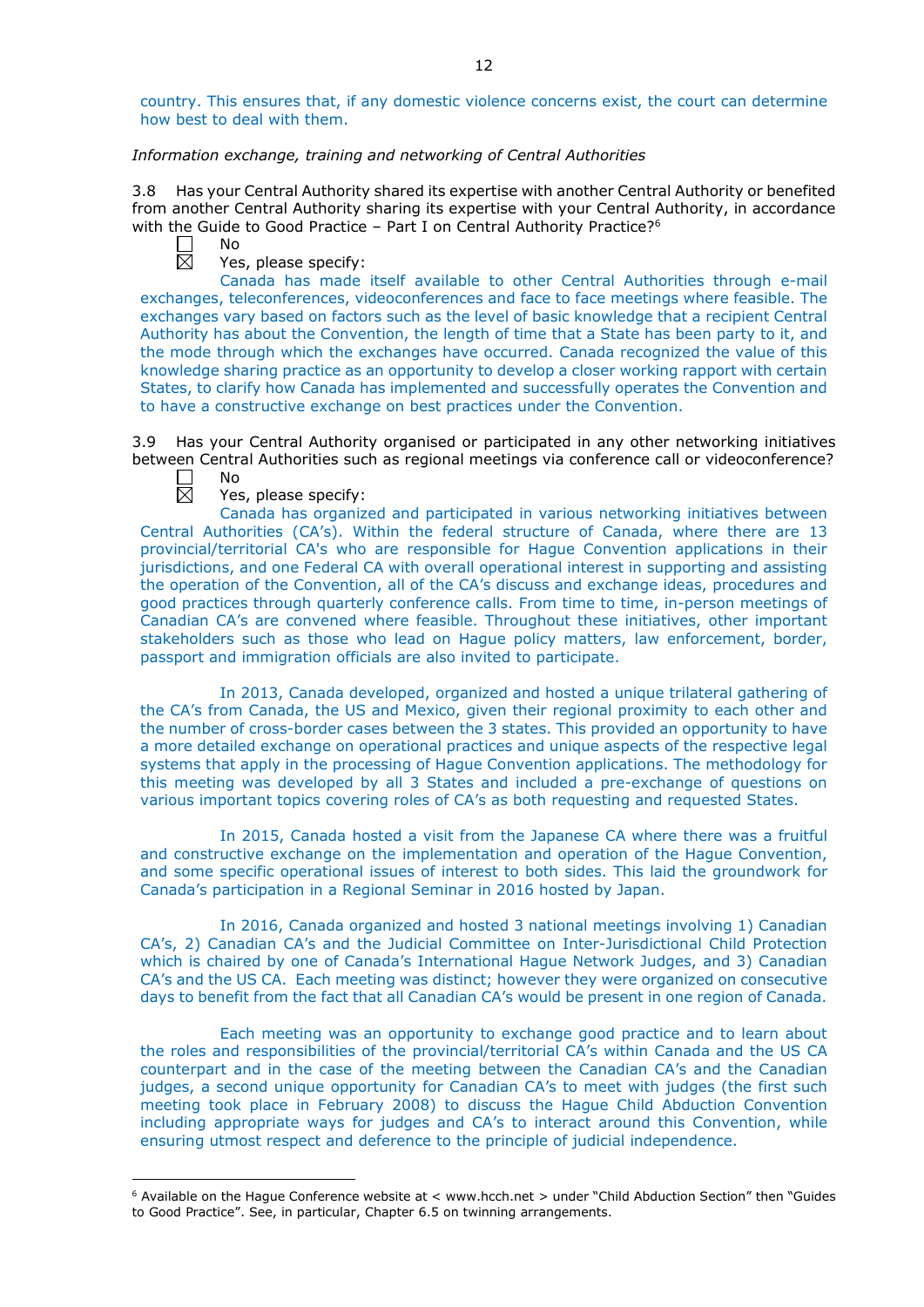country. This ensures that, if any domestic violence concerns exist, the court can determine how best to deal with them.

*Information exchange, training and networking of Central Authorities*

3.8 Has your Central Authority shared its expertise with another Central Authority or benefited from another Central Authority sharing its expertise with your Central Authority, in accordance with the Guide to Good Practice – Part I on Central Authority Practice?[6]

☐ No

☒ Yes, please specify:

Canada has made itself available to other Central Authorities through e-mail exchanges, teleconferences, videoconferences and face to face meetings where feasible. The exchanges vary based on factors such as the level of basic knowledge that a recipient Central Authority has about the Convention, the length of time that a State has been party to it, and the mode through which the exchanges have occurred. Canada recognized the value of this knowledge sharing practice as an opportunity to develop a closer working rapport with certain States, to clarify how Canada has implemented and successfully operates the Convention and to have a constructive exchange on best practices under the Convention.

3.9 Has your Central Authority organised or participated in any other networking initiatives between Central Authorities such as regional meetings via conference call or videoconference?

☐ No

☒ Yes, please specify:

Canada has organized and participated in various networking initiatives between Central Authorities (CA's). Within the federal structure of Canada, where there are 13 provincial/territorial CA's who are responsible for Hague Convention applications in their jurisdictions, and one Federal CA with overall operational interest in supporting and assisting the operation of the Convention, all of the CA's discuss and exchange ideas, procedures and good practices through quarterly conference calls. From time to time, in-person meetings of Canadian CA's are convened where feasible. Throughout these initiatives, other important stakeholders such as those who lead on Hague policy matters, law enforcement, border, passport and immigration officials are also invited to participate.

In 2013, Canada developed, organized and hosted a unique trilateral gathering of the CA's from Canada, the US and Mexico, given their regional proximity to each other and the number of cross-border cases between the 3 states. This provided an opportunity to have a more detailed exchange on operational practices and unique aspects of the respective legal systems that apply in the processing of Hague Convention applications. The methodology for this meeting was developed by all 3 States and included a pre-exchange of questions on various important topics covering roles of CA's as both requesting and requested States.

In 2015, Canada hosted a visit from the Japanese CA where there was a fruitful and constructive exchange on the implementation and operation of the Hague Convention, and some specific operational issues of interest to both sides. This laid the groundwork for Canada's participation in a Regional Seminar in 2016 hosted by Japan.

In 2016, Canada organized and hosted 3 national meetings involving 1) Canadian CA's, 2) Canadian CA's and the Judicial Committee on Inter-Jurisdictional Child Protection which is chaired by one of Canada's International Hague Network Judges, and 3) Canadian CA's and the US CA. Each meeting was distinct; however they were organized on consecutive days to benefit from the fact that all Canadian CA's would be present in one region of Canada.

Each meeting was an opportunity to exchange good practice and to learn about the roles and responsibilities of the provincial/territorial CA's within Canada and the US CA counterpart and in the case of the meeting between the Canadian CA's and the Canadian judges, a second unique opportunity for Canadian CA's to meet with judges (the first such meeting took place in February 2008) to discuss the Hague Child Abduction Convention including appropriate ways for judges and CA's to interact around this Convention, while ensuring utmost respect and deference to the principle of judicial independence.

[6] Available on the Hague Conference website at < www.hcch.net > under "Child Abduction Section" then "Guides to Good Practice". See, in particular, Chapter 6.5 on twinning arrangements.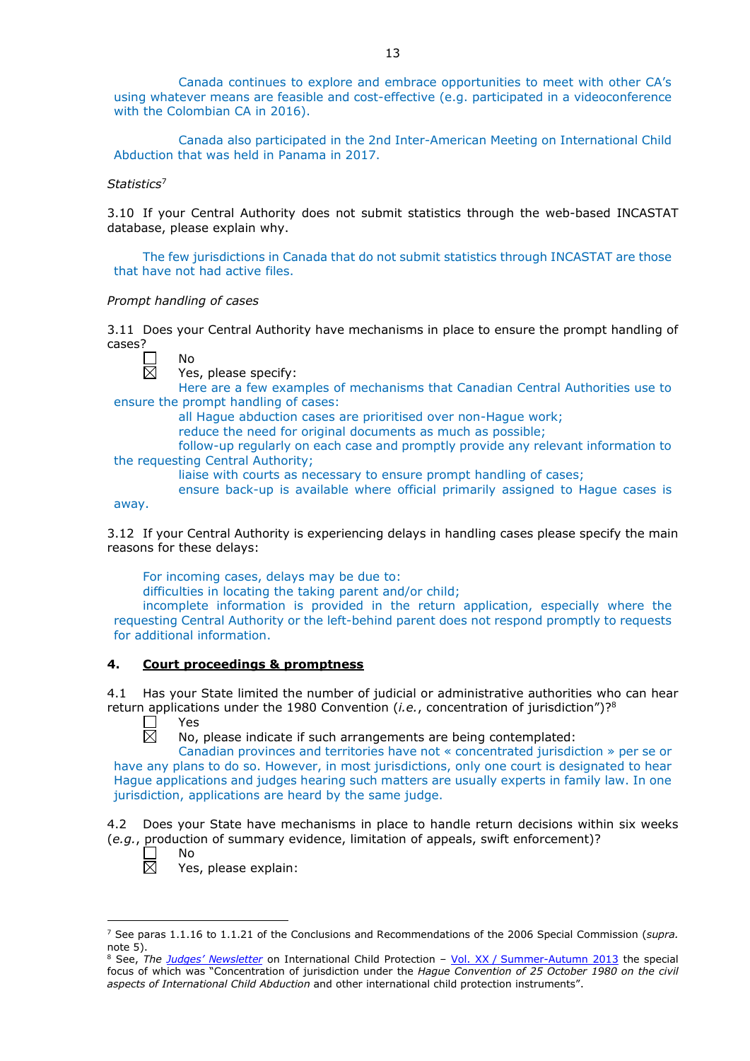Canada continues to explore and embrace opportunities to meet with other CA's using whatever means are feasible and cost-effective (e.g. participated in a videoconference with the Colombian CA in 2016).

Canada also participated in the 2nd Inter-American Meeting on International Child Abduction that was held in Panama in 2017.

*Statistics*[7]

3.10 If your Central Authority does not submit statistics through the web-based INCASTAT database, please explain why.

The few jurisdictions in Canada that do not submit statistics through INCASTAT are those that have not had active files.

*Prompt handling of cases*

3.11 Does your Central Authority have mechanisms in place to ensure the prompt handling of cases?

☐ No

☒ Yes, please specify:

Here are a few examples of mechanisms that Canadian Central Authorities use to ensure the prompt handling of cases:

all Hague abduction cases are prioritised over non-Hague work;

reduce the need for original documents as much as possible;

follow-up regularly on each case and promptly provide any relevant information to the requesting Central Authority;

liaise with courts as necessary to ensure prompt handling of cases;

ensure back-up is available where official primarily assigned to Hague cases is away.

3.12 If your Central Authority is experiencing delays in handling cases please specify the main reasons for these delays:

For incoming cases, delays may be due to:

difficulties in locating the taking parent and/or child;

incomplete information is provided in the return application, especially where the requesting Central Authority or the left-behind parent does not respond promptly to requests for additional information.

## 4. Court proceedings & promptness

4.1 Has your State limited the number of judicial or administrative authorities who can hear return applications under the 1980 Convention (*i.e.*, concentration of jurisdiction")?[8]

☐ Yes

☒ No, please indicate if such arrangements are being contemplated:

Canadian provinces and territories have not « concentrated jurisdiction » per se or have any plans to do so. However, in most jurisdictions, only one court is designated to hear Hague applications and judges hearing such matters are usually experts in family law. In one jurisdiction, applications are heard by the same judge.

4.2 Does your State have mechanisms in place to handle return decisions within six weeks (*e.g.*, production of summary evidence, limitation of appeals, swift enforcement)?

☐ No

☒ Yes, please explain:

---

[7] See paras 1.1.16 to 1.1.21 of the Conclusions and Recommendations of the 2006 Special Commission (*supra.* note 5).

[8] See, *The Judges' Newsletter* on International Child Protection – Vol. XX / Summer-Autumn 2013 the special focus of which was "Concentration of jurisdiction under the *Hague Convention of 25 October 1980 on the civil aspects of International Child Abduction* and other international child protection instruments".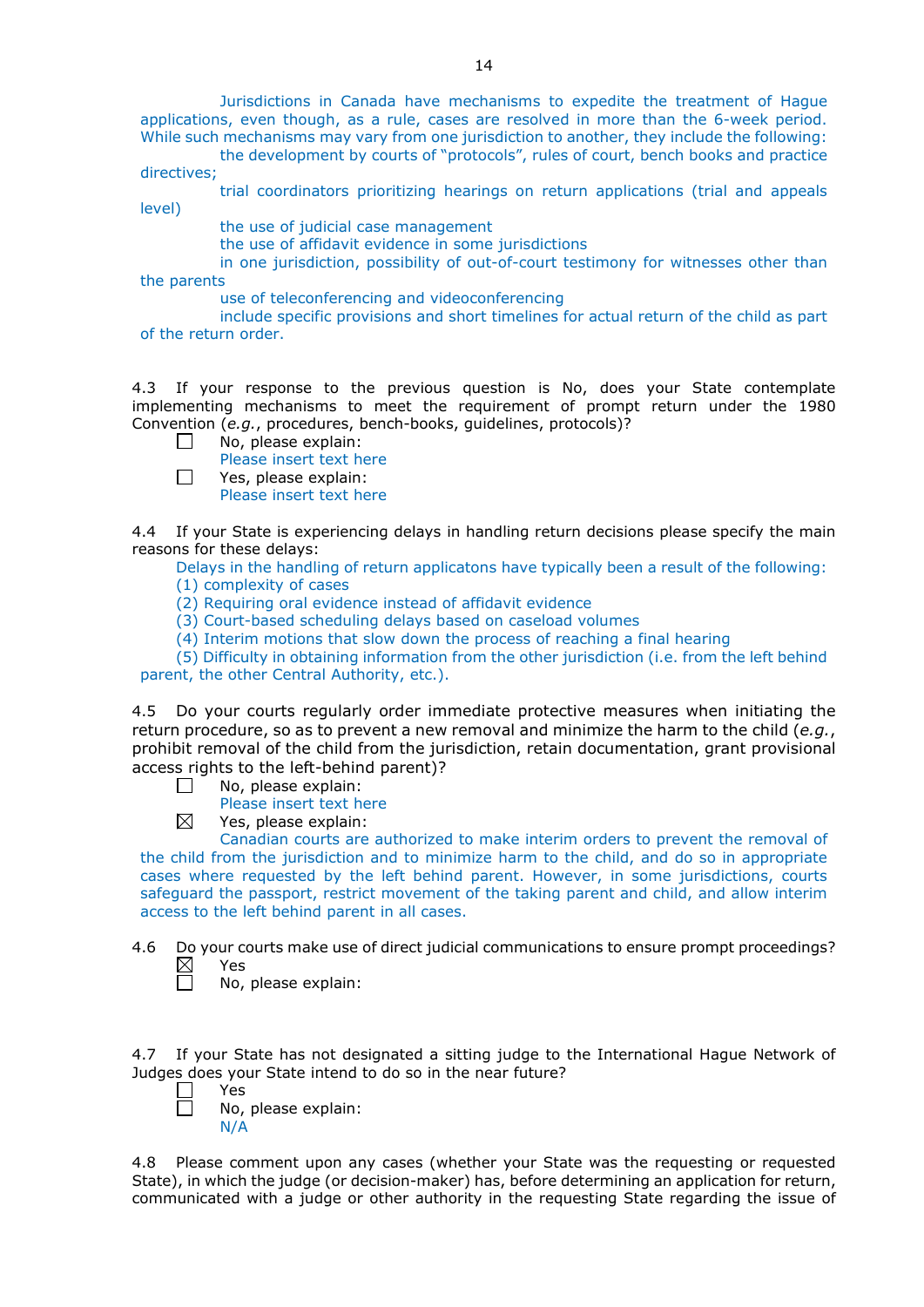Jurisdictions in Canada have mechanisms to expedite the treatment of Hague applications, even though, as a rule, cases are resolved in more than the 6-week period. While such mechanisms may vary from one jurisdiction to another, they include the following:

the development by courts of "protocols", rules of court, bench books and practice directives;

trial coordinators prioritizing hearings on return applications (trial and appeals level)

the use of judicial case management

the use of affidavit evidence in some jurisdictions

in one jurisdiction, possibility of out-of-court testimony for witnesses other than the parents

use of teleconferencing and videoconferencing

include specific provisions and short timelines for actual return of the child as part of the return order.

4.3 If your response to the previous question is No, does your State contemplate implementing mechanisms to meet the requirement of prompt return under the 1980 Convention (*e.g.*, procedures, bench-books, guidelines, protocols)?

☐ No, please explain:
Please insert text here

☐ Yes, please explain:
Please insert text here

4.4 If your State is experiencing delays in handling return decisions please specify the main reasons for these delays:

Delays in the handling of return applicatons have typically been a result of the following:
(1) complexity of cases
(2) Requiring oral evidence instead of affidavit evidence
(3) Court-based scheduling delays based on caseload volumes
(4) Interim motions that slow down the process of reaching a final hearing
(5) Difficulty in obtaining information from the other jurisdiction (i.e. from the left behind parent, the other Central Authority, etc.).

4.5 Do your courts regularly order immediate protective measures when initiating the return procedure, so as to prevent a new removal and minimize the harm to the child (*e.g.*, prohibit removal of the child from the jurisdiction, retain documentation, grant provisional access rights to the left-behind parent)?

☐ No, please explain:
Please insert text here

☒ Yes, please explain:
Canadian courts are authorized to make interim orders to prevent the removal of the child from the jurisdiction and to minimize harm to the child, and do so in appropriate cases where requested by the left behind parent. However, in some jurisdictions, courts safeguard the passport, restrict movement of the taking parent and child, and allow interim access to the left behind parent in all cases.

4.6 Do your courts make use of direct judicial communications to ensure prompt proceedings?

☒ Yes

☐ No, please explain:

4.7 If your State has not designated a sitting judge to the International Hague Network of Judges does your State intend to do so in the near future?

☐ Yes

☐ No, please explain:
N/A

4.8 Please comment upon any cases (whether your State was the requesting or requested State), in which the judge (or decision-maker) has, before determining an application for return, communicated with a judge or other authority in the requesting State regarding the issue of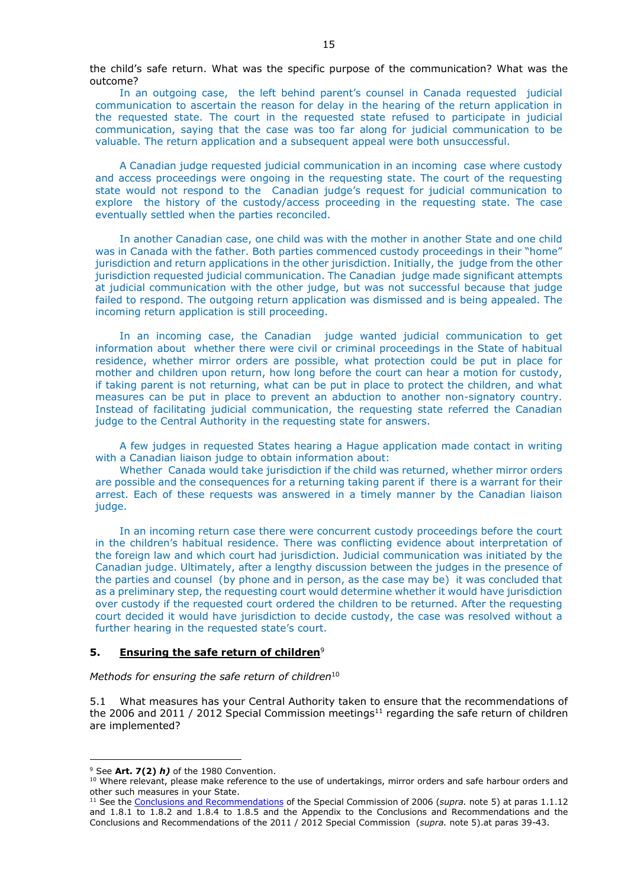the child's safe return. What was the specific purpose of the communication? What was the outcome?

In an outgoing case, the left behind parent's counsel in Canada requested judicial communication to ascertain the reason for delay in the hearing of the return application in the requested state. The court in the requested state refused to participate in judicial communication, saying that the case was too far along for judicial communication to be valuable. The return application and a subsequent appeal were both unsuccessful.

A Canadian judge requested judicial communication in an incoming case where custody and access proceedings were ongoing in the requesting state. The court of the requesting state would not respond to the Canadian judge's request for judicial communication to explore the history of the custody/access proceeding in the requesting state. The case eventually settled when the parties reconciled.

In another Canadian case, one child was with the mother in another State and one child was in Canada with the father. Both parties commenced custody proceedings in their "home" jurisdiction and return applications in the other jurisdiction. Initially, the judge from the other jurisdiction requested judicial communication. The Canadian judge made significant attempts at judicial communication with the other judge, but was not successful because that judge failed to respond. The outgoing return application was dismissed and is being appealed. The incoming return application is still proceeding.

In an incoming case, the Canadian judge wanted judicial communication to get information about whether there were civil or criminal proceedings in the State of habitual residence, whether mirror orders are possible, what protection could be put in place for mother and children upon return, how long before the court can hear a motion for custody, if taking parent is not returning, what can be put in place to protect the children, and what measures can be put in place to prevent an abduction to another non-signatory country. Instead of facilitating judicial communication, the requesting state referred the Canadian judge to the Central Authority in the requesting state for answers.

A few judges in requested States hearing a Hague application made contact in writing with a Canadian liaison judge to obtain information about:

Whether Canada would take jurisdiction if the child was returned, whether mirror orders are possible and the consequences for a returning taking parent if there is a warrant for their arrest. Each of these requests was answered in a timely manner by the Canadian liaison judge.

In an incoming return case there were concurrent custody proceedings before the court in the children's habitual residence. There was conflicting evidence about interpretation of the foreign law and which court had jurisdiction. Judicial communication was initiated by the Canadian judge. Ultimately, after a lengthy discussion between the judges in the presence of the parties and counsel (by phone and in person, as the case may be) it was concluded that as a preliminary step, the requesting court would determine whether it would have jurisdiction over custody if the requested court ordered the children to be returned. After the requesting court decided it would have jurisdiction to decide custody, the case was resolved without a further hearing in the requested state's court.

## 5. Ensuring the safe return of children[9]

*Methods for ensuring the safe return of children*[10]

5.1 What measures has your Central Authority taken to ensure that the recommendations of the 2006 and 2011 / 2012 Special Commission meetings[11] regarding the safe return of children are implemented?

---

[9] See **Art. 7(2) *h)*** of the 1980 Convention.

[10] Where relevant, please make reference to the use of undertakings, mirror orders and safe harbour orders and other such measures in your State.

[11] See the Conclusions and Recommendations of the Special Commission of 2006 (*supra.* note 5) at paras 1.1.12 and 1.8.1 to 1.8.2 and 1.8.4 to 1.8.5 and the Appendix to the Conclusions and Recommendations and the Conclusions and Recommendations of the 2011 / 2012 Special Commission (*supra.* note 5).at paras 39-43.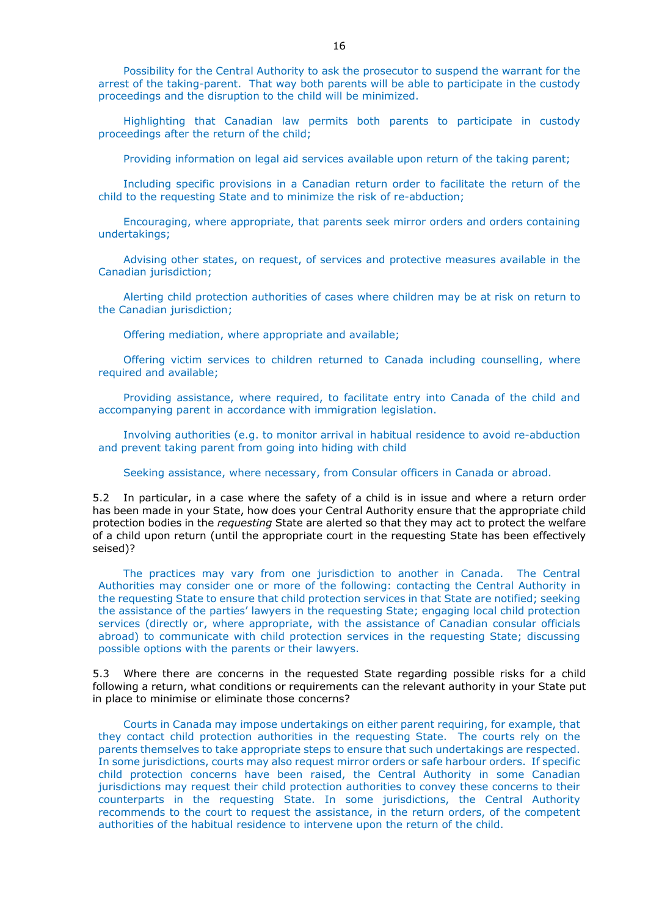Possibility for the Central Authority to ask the prosecutor to suspend the warrant for the arrest of the taking-parent. That way both parents will be able to participate in the custody proceedings and the disruption to the child will be minimized.

Highlighting that Canadian law permits both parents to participate in custody proceedings after the return of the child;

Providing information on legal aid services available upon return of the taking parent;

Including specific provisions in a Canadian return order to facilitate the return of the child to the requesting State and to minimize the risk of re-abduction;

Encouraging, where appropriate, that parents seek mirror orders and orders containing undertakings;

Advising other states, on request, of services and protective measures available in the Canadian jurisdiction;

Alerting child protection authorities of cases where children may be at risk on return to the Canadian jurisdiction;

Offering mediation, where appropriate and available;

Offering victim services to children returned to Canada including counselling, where required and available;

Providing assistance, where required, to facilitate entry into Canada of the child and accompanying parent in accordance with immigration legislation.

Involving authorities (e.g. to monitor arrival in habitual residence to avoid re-abduction and prevent taking parent from going into hiding with child

Seeking assistance, where necessary, from Consular officers in Canada or abroad.

5.2 In particular, in a case where the safety of a child is in issue and where a return order has been made in your State, how does your Central Authority ensure that the appropriate child protection bodies in the *requesting* State are alerted so that they may act to protect the welfare of a child upon return (until the appropriate court in the requesting State has been effectively seised)?

The practices may vary from one jurisdiction to another in Canada. The Central Authorities may consider one or more of the following: contacting the Central Authority in the requesting State to ensure that child protection services in that State are notified; seeking the assistance of the parties' lawyers in the requesting State; engaging local child protection services (directly or, where appropriate, with the assistance of Canadian consular officials abroad) to communicate with child protection services in the requesting State; discussing possible options with the parents or their lawyers.

5.3 Where there are concerns in the requested State regarding possible risks for a child following a return, what conditions or requirements can the relevant authority in your State put in place to minimise or eliminate those concerns?

Courts in Canada may impose undertakings on either parent requiring, for example, that they contact child protection authorities in the requesting State. The courts rely on the parents themselves to take appropriate steps to ensure that such undertakings are respected. In some jurisdictions, courts may also request mirror orders or safe harbour orders. If specific child protection concerns have been raised, the Central Authority in some Canadian jurisdictions may request their child protection authorities to convey these concerns to their counterparts in the requesting State. In some jurisdictions, the Central Authority recommends to the court to request the assistance, in the return orders, of the competent authorities of the habitual residence to intervene upon the return of the child.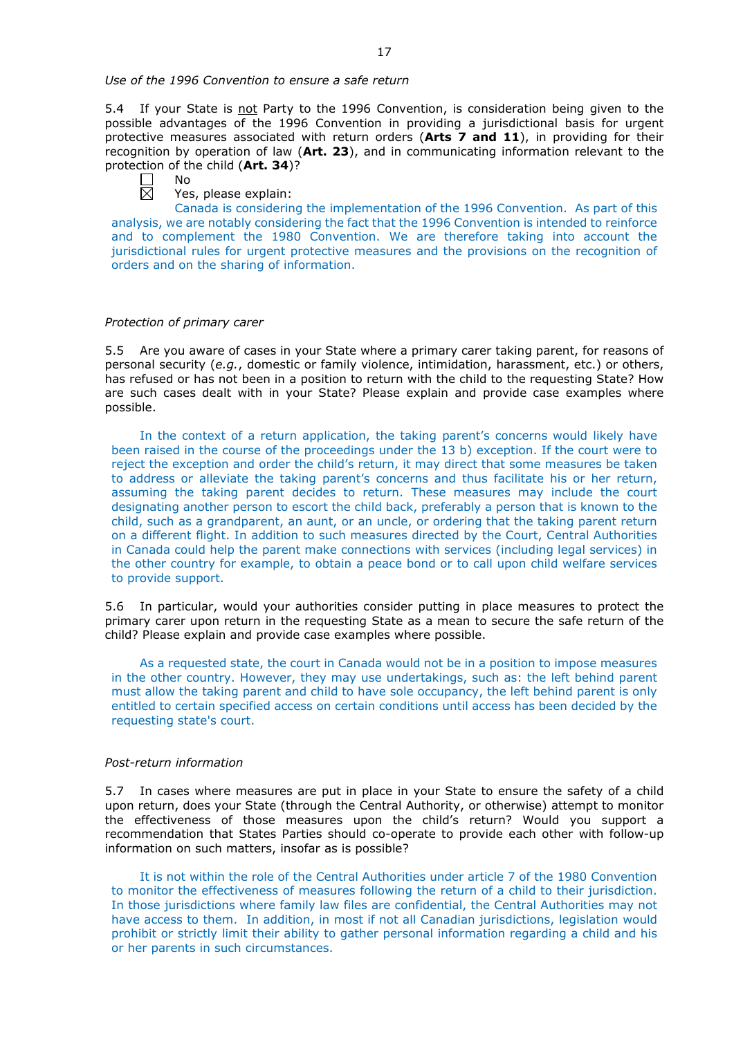*Use of the 1996 Convention to ensure a safe return*

5.4 If your State is <u>not</u> Party to the 1996 Convention, is consideration being given to the possible advantages of the 1996 Convention in providing a jurisdictional basis for urgent protective measures associated with return orders (**Arts 7 and 11**), in providing for their recognition by operation of law (**Art. 23**), and in communicating information relevant to the protection of the child (**Art. 34**)?

☐ No

☒ Yes, please explain:

Canada is considering the implementation of the 1996 Convention. As part of this analysis, we are notably considering the fact that the 1996 Convention is intended to reinforce and to complement the 1980 Convention. We are therefore taking into account the jurisdictional rules for urgent protective measures and the provisions on the recognition of orders and on the sharing of information.

*Protection of primary carer*

5.5 Are you aware of cases in your State where a primary carer taking parent, for reasons of personal security (*e.g.*, domestic or family violence, intimidation, harassment, etc.) or others, has refused or has not been in a position to return with the child to the requesting State? How are such cases dealt with in your State? Please explain and provide case examples where possible.

In the context of a return application, the taking parent's concerns would likely have been raised in the course of the proceedings under the 13 b) exception. If the court were to reject the exception and order the child's return, it may direct that some measures be taken to address or alleviate the taking parent's concerns and thus facilitate his or her return, assuming the taking parent decides to return. These measures may include the court designating another person to escort the child back, preferably a person that is known to the child, such as a grandparent, an aunt, or an uncle, or ordering that the taking parent return on a different flight. In addition to such measures directed by the Court, Central Authorities in Canada could help the parent make connections with services (including legal services) in the other country for example, to obtain a peace bond or to call upon child welfare services to provide support.

5.6 In particular, would your authorities consider putting in place measures to protect the primary carer upon return in the requesting State as a mean to secure the safe return of the child? Please explain and provide case examples where possible.

As a requested state, the court in Canada would not be in a position to impose measures in the other country. However, they may use undertakings, such as: the left behind parent must allow the taking parent and child to have sole occupancy, the left behind parent is only entitled to certain specified access on certain conditions until access has been decided by the requesting state's court.

*Post-return information*

5.7 In cases where measures are put in place in your State to ensure the safety of a child upon return, does your State (through the Central Authority, or otherwise) attempt to monitor the effectiveness of those measures upon the child's return? Would you support a recommendation that States Parties should co-operate to provide each other with follow-up information on such matters, insofar as is possible?

It is not within the role of the Central Authorities under article 7 of the 1980 Convention to monitor the effectiveness of measures following the return of a child to their jurisdiction. In those jurisdictions where family law files are confidential, the Central Authorities may not have access to them. In addition, in most if not all Canadian jurisdictions, legislation would prohibit or strictly limit their ability to gather personal information regarding a child and his or her parents in such circumstances.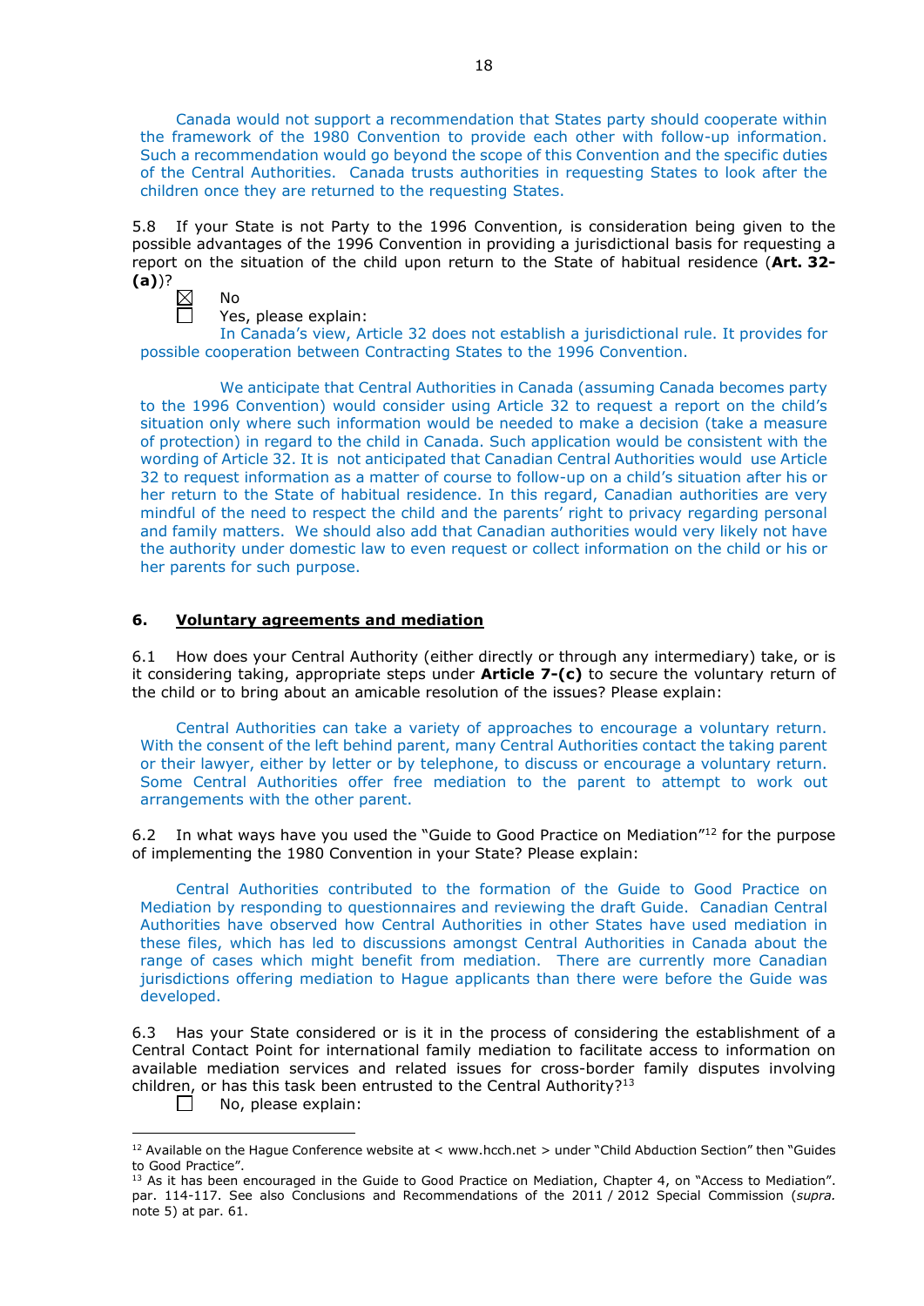Canada would not support a recommendation that States party should cooperate within the framework of the 1980 Convention to provide each other with follow-up information. Such a recommendation would go beyond the scope of this Convention and the specific duties of the Central Authorities. Canada trusts authorities in requesting States to look after the children once they are returned to the requesting States.

5.8 If your State is not Party to the 1996 Convention, is consideration being given to the possible advantages of the 1996 Convention in providing a jurisdictional basis for requesting a report on the situation of the child upon return to the State of habitual residence (**Art. 32-(a)**)?

☒ No

☐ Yes, please explain:

In Canada's view, Article 32 does not establish a jurisdictional rule. It provides for possible cooperation between Contracting States to the 1996 Convention.

We anticipate that Central Authorities in Canada (assuming Canada becomes party to the 1996 Convention) would consider using Article 32 to request a report on the child's situation only where such information would be needed to make a decision (take a measure of protection) in regard to the child in Canada. Such application would be consistent with the wording of Article 32. It is not anticipated that Canadian Central Authorities would use Article 32 to request information as a matter of course to follow-up on a child's situation after his or her return to the State of habitual residence. In this regard, Canadian authorities are very mindful of the need to respect the child and the parents' right to privacy regarding personal and family matters. We should also add that Canadian authorities would very likely not have the authority under domestic law to even request or collect information on the child or his or her parents for such purpose.

## 6. Voluntary agreements and mediation

6.1 How does your Central Authority (either directly or through any intermediary) take, or is it considering taking, appropriate steps under **Article 7-(c)** to secure the voluntary return of the child or to bring about an amicable resolution of the issues? Please explain:

Central Authorities can take a variety of approaches to encourage a voluntary return. With the consent of the left behind parent, many Central Authorities contact the taking parent or their lawyer, either by letter or by telephone, to discuss or encourage a voluntary return. Some Central Authorities offer free mediation to the parent to attempt to work out arrangements with the other parent.

6.2 In what ways have you used the "Guide to Good Practice on Mediation"[12] for the purpose of implementing the 1980 Convention in your State? Please explain:

Central Authorities contributed to the formation of the Guide to Good Practice on Mediation by responding to questionnaires and reviewing the draft Guide. Canadian Central Authorities have observed how Central Authorities in other States have used mediation in these files, which has led to discussions amongst Central Authorities in Canada about the range of cases which might benefit from mediation. There are currently more Canadian jurisdictions offering mediation to Hague applicants than there were before the Guide was developed.

6.3 Has your State considered or is it in the process of considering the establishment of a Central Contact Point for international family mediation to facilitate access to information on available mediation services and related issues for cross-border family disputes involving children, or has this task been entrusted to the Central Authority?[13]

☐ No, please explain:

---

[12] Available on the Hague Conference website at < www.hcch.net > under "Child Abduction Section" then "Guides to Good Practice".

[13] As it has been encouraged in the Guide to Good Practice on Mediation, Chapter 4, on "Access to Mediation". par. 114-117. See also Conclusions and Recommendations of the 2011 / 2012 Special Commission (*supra.* note 5) at par. 61.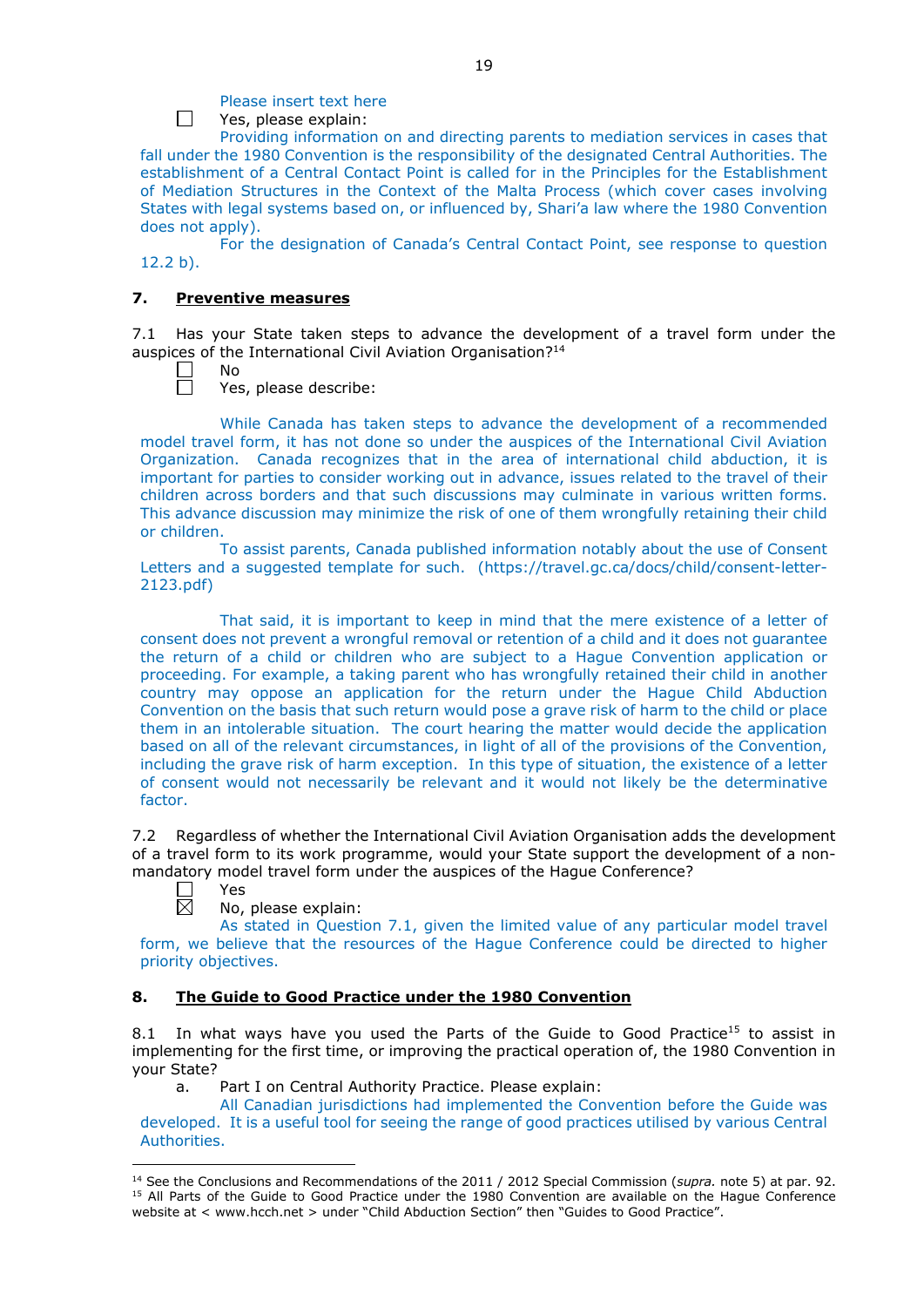Please insert text here

☐ Yes, please explain:

Providing information on and directing parents to mediation services in cases that fall under the 1980 Convention is the responsibility of the designated Central Authorities. The establishment of a Central Contact Point is called for in the Principles for the Establishment of Mediation Structures in the Context of the Malta Process (which cover cases involving States with legal systems based on, or influenced by, Shari'a law where the 1980 Convention does not apply).

For the designation of Canada's Central Contact Point, see response to question 12.2 b).

## 7. Preventive measures

7.1 Has your State taken steps to advance the development of a travel form under the auspices of the International Civil Aviation Organisation?[14]

☐ No

☐ Yes, please describe:

While Canada has taken steps to advance the development of a recommended model travel form, it has not done so under the auspices of the International Civil Aviation Organization. Canada recognizes that in the area of international child abduction, it is important for parties to consider working out in advance, issues related to the travel of their children across borders and that such discussions may culminate in various written forms. This advance discussion may minimize the risk of one of them wrongfully retaining their child or children.

To assist parents, Canada published information notably about the use of Consent Letters and a suggested template for such. (https://travel.gc.ca/docs/child/consent-letter-2123.pdf)

That said, it is important to keep in mind that the mere existence of a letter of consent does not prevent a wrongful removal or retention of a child and it does not guarantee the return of a child or children who are subject to a Hague Convention application or proceeding. For example, a taking parent who has wrongfully retained their child in another country may oppose an application for the return under the Hague Child Abduction Convention on the basis that such return would pose a grave risk of harm to the child or place them in an intolerable situation. The court hearing the matter would decide the application based on all of the relevant circumstances, in light of all of the provisions of the Convention, including the grave risk of harm exception. In this type of situation, the existence of a letter of consent would not necessarily be relevant and it would not likely be the determinative factor.

7.2 Regardless of whether the International Civil Aviation Organisation adds the development of a travel form to its work programme, would your State support the development of a non-mandatory model travel form under the auspices of the Hague Conference?

☐ Yes

☒ No, please explain:

As stated in Question 7.1, given the limited value of any particular model travel form, we believe that the resources of the Hague Conference could be directed to higher priority objectives.

## 8. The Guide to Good Practice under the 1980 Convention

8.1 In what ways have you used the Parts of the Guide to Good Practice[15] to assist in implementing for the first time, or improving the practical operation of, the 1980 Convention in your State?

a. Part I on Central Authority Practice. Please explain:

All Canadian jurisdictions had implemented the Convention before the Guide was developed. It is a useful tool for seeing the range of good practices utilised by various Central Authorities.

---

[14] See the Conclusions and Recommendations of the 2011 / 2012 Special Commission (*supra.* note 5) at par. 92.

[15] All Parts of the Guide to Good Practice under the 1980 Convention are available on the Hague Conference website at < www.hcch.net > under "Child Abduction Section" then "Guides to Good Practice".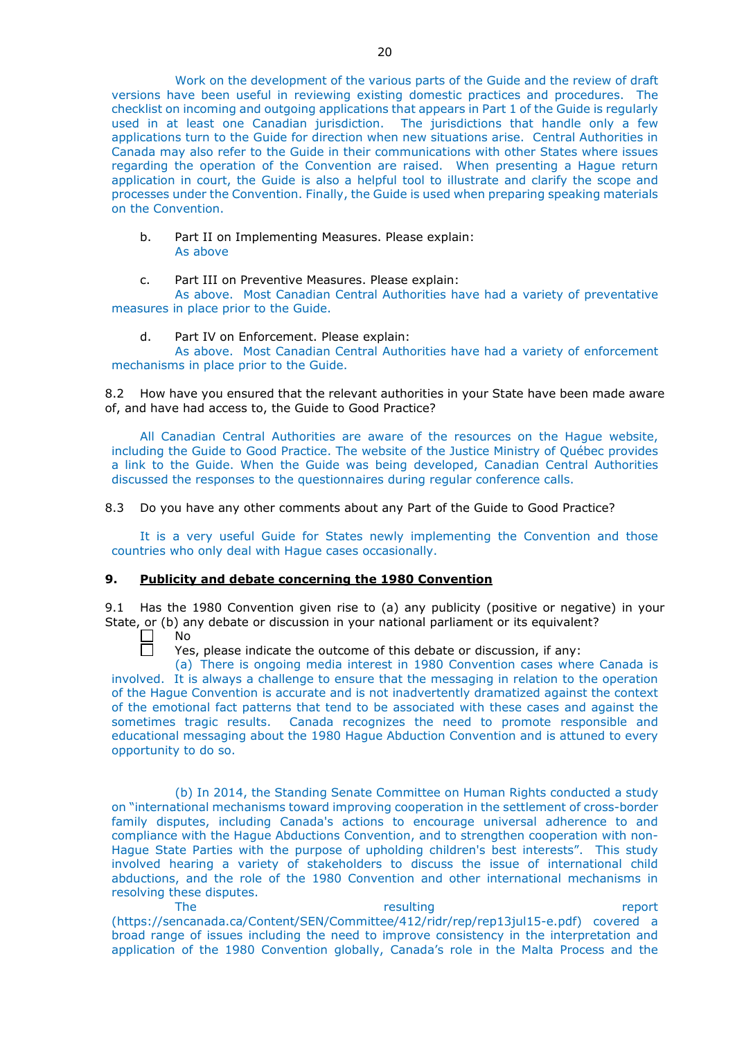Work on the development of the various parts of the Guide and the review of draft versions have been useful in reviewing existing domestic practices and procedures. The checklist on incoming and outgoing applications that appears in Part 1 of the Guide is regularly used in at least one Canadian jurisdiction. The jurisdictions that handle only a few applications turn to the Guide for direction when new situations arise. Central Authorities in Canada may also refer to the Guide in their communications with other States where issues regarding the operation of the Convention are raised. When presenting a Hague return application in court, the Guide is also a helpful tool to illustrate and clarify the scope and processes under the Convention. Finally, the Guide is used when preparing speaking materials on the Convention.

b. Part II on Implementing Measures. Please explain:
As above

c. Part III on Preventive Measures. Please explain:
As above. Most Canadian Central Authorities have had a variety of preventative measures in place prior to the Guide.

d. Part IV on Enforcement. Please explain:
As above. Most Canadian Central Authorities have had a variety of enforcement mechanisms in place prior to the Guide.

8.2 How have you ensured that the relevant authorities in your State have been made aware of, and have had access to, the Guide to Good Practice?

All Canadian Central Authorities are aware of the resources on the Hague website, including the Guide to Good Practice. The website of the Justice Ministry of Québec provides a link to the Guide. When the Guide was being developed, Canadian Central Authorities discussed the responses to the questionnaires during regular conference calls.

8.3 Do you have any other comments about any Part of the Guide to Good Practice?

It is a very useful Guide for States newly implementing the Convention and those countries who only deal with Hague cases occasionally.

## 9. **Publicity and debate concerning the 1980 Convention**

9.1 Has the 1980 Convention given rise to (a) any publicity (positive or negative) in your State, or (b) any debate or discussion in your national parliament or its equivalent?

☐ No
☐ Yes, please indicate the outcome of this debate or discussion, if any:

(a) There is ongoing media interest in 1980 Convention cases where Canada is involved. It is always a challenge to ensure that the messaging in relation to the operation of the Hague Convention is accurate and is not inadvertently dramatized against the context of the emotional fact patterns that tend to be associated with these cases and against the sometimes tragic results. Canada recognizes the need to promote responsible and educational messaging about the 1980 Hague Abduction Convention and is attuned to every opportunity to do so.

(b) In 2014, the Standing Senate Committee on Human Rights conducted a study on "international mechanisms toward improving cooperation in the settlement of cross-border family disputes, including Canada's actions to encourage universal adherence to and compliance with the Hague Abductions Convention, and to strengthen cooperation with non-Hague State Parties with the purpose of upholding children's best interests". This study involved hearing a variety of stakeholders to discuss the issue of international child abductions, and the role of the 1980 Convention and other international mechanisms in resolving these disputes.

The resulting report (https://sencanada.ca/Content/SEN/Committee/412/ridr/rep/rep13jul15-e.pdf) covered a broad range of issues including the need to improve consistency in the interpretation and application of the 1980 Convention globally, Canada's role in the Malta Process and the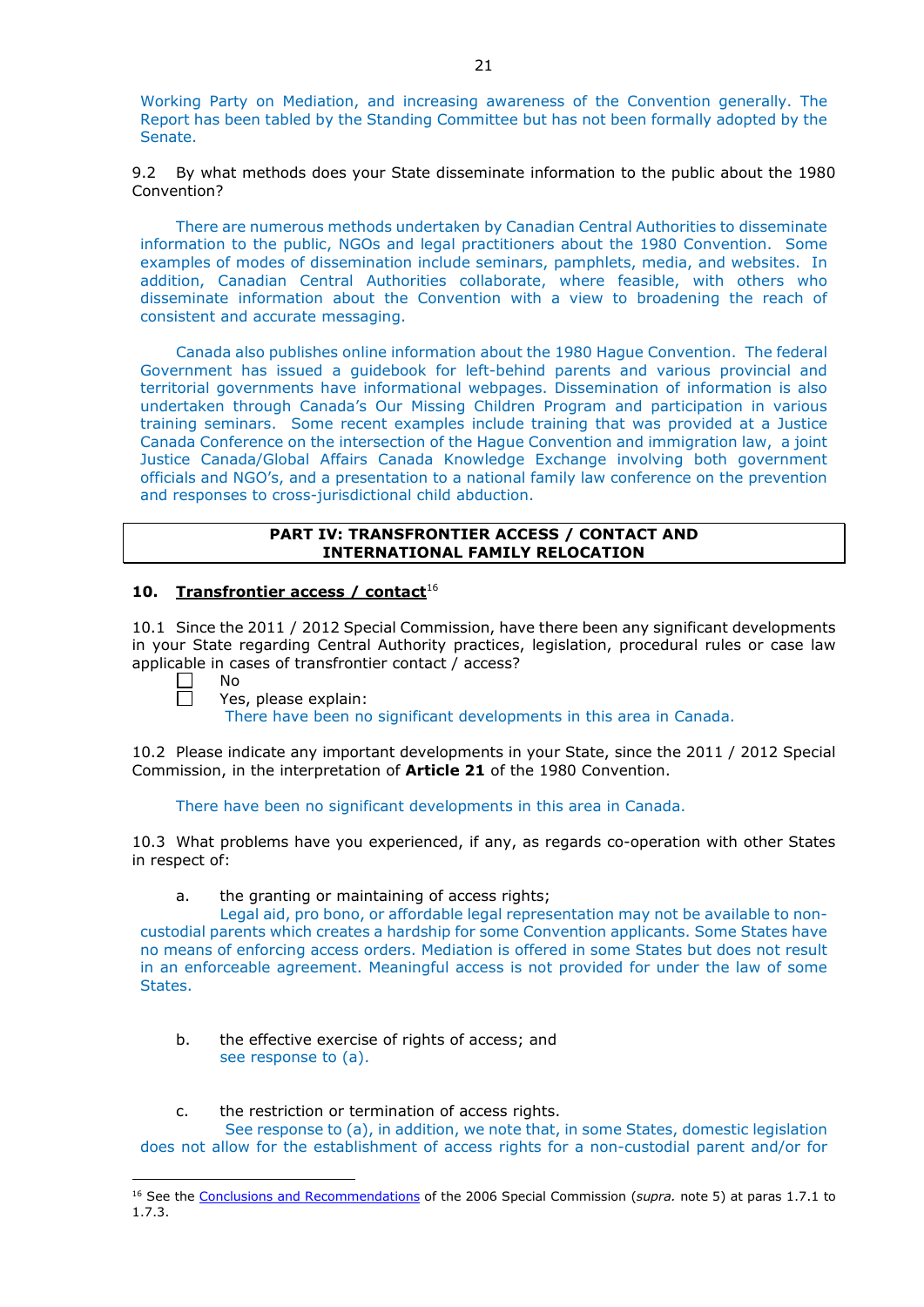Working Party on Mediation, and increasing awareness of the Convention generally. The Report has been tabled by the Standing Committee but has not been formally adopted by the Senate.

9.2 By what methods does your State disseminate information to the public about the 1980 Convention?

There are numerous methods undertaken by Canadian Central Authorities to disseminate information to the public, NGOs and legal practitioners about the 1980 Convention. Some examples of modes of dissemination include seminars, pamphlets, media, and websites. In addition, Canadian Central Authorities collaborate, where feasible, with others who disseminate information about the Convention with a view to broadening the reach of consistent and accurate messaging.

Canada also publishes online information about the 1980 Hague Convention. The federal Government has issued a guidebook for left-behind parents and various provincial and territorial governments have informational webpages. Dissemination of information is also undertaken through Canada's Our Missing Children Program and participation in various training seminars. Some recent examples include training that was provided at a Justice Canada Conference on the intersection of the Hague Convention and immigration law, a joint Justice Canada/Global Affairs Canada Knowledge Exchange involving both government officials and NGO's, and a presentation to a national family law conference on the prevention and responses to cross-jurisdictional child abduction.

## PART IV: TRANSFRONTIER ACCESS / CONTACT AND INTERNATIONAL FAMILY RELOCATION

### 10. Transfrontier access / contact[16]

10.1 Since the 2011 / 2012 Special Commission, have there been any significant developments in your State regarding Central Authority practices, legislation, procedural rules or case law applicable in cases of transfrontier contact / access?

- ☐ No
- ☐ Yes, please explain:
  There have been no significant developments in this area in Canada.

10.2 Please indicate any important developments in your State, since the 2011 / 2012 Special Commission, in the interpretation of **Article 21** of the 1980 Convention.

There have been no significant developments in this area in Canada.

10.3 What problems have you experienced, if any, as regards co-operation with other States in respect of:

a. the granting or maintaining of access rights;
Legal aid, pro bono, or affordable legal representation may not be available to non-custodial parents which creates a hardship for some Convention applicants. Some States have no means of enforcing access orders. Mediation is offered in some States but does not result in an enforceable agreement. Meaningful access is not provided for under the law of some States.

b. the effective exercise of rights of access; and
see response to (a).

c. the restriction or termination of access rights.
See response to (a), in addition, we note that, in some States, domestic legislation does not allow for the establishment of access rights for a non-custodial parent and/or for

[16] See the Conclusions and Recommendations of the 2006 Special Commission (*supra.* note 5) at paras 1.7.1 to 1.7.3.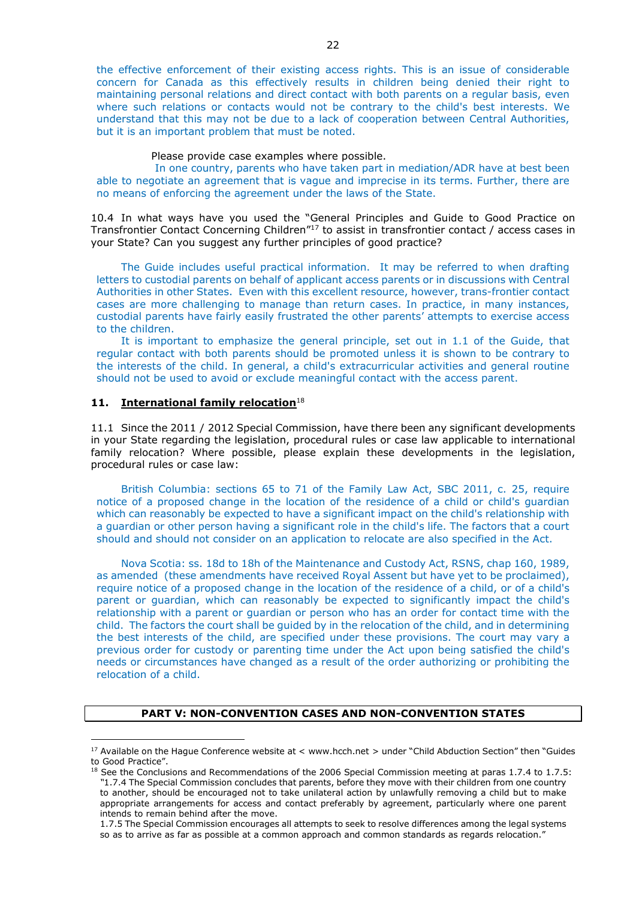the effective enforcement of their existing access rights. This is an issue of considerable concern for Canada as this effectively results in children being denied their right to maintaining personal relations and direct contact with both parents on a regular basis, even where such relations or contacts would not be contrary to the child's best interests. We understand that this may not be due to a lack of cooperation between Central Authorities, but it is an important problem that must be noted.

Please provide case examples where possible.

In one country, parents who have taken part in mediation/ADR have at best been able to negotiate an agreement that is vague and imprecise in its terms. Further, there are no means of enforcing the agreement under the laws of the State.

10.4 In what ways have you used the "General Principles and Guide to Good Practice on Transfrontier Contact Concerning Children"[17] to assist in transfrontier contact / access cases in your State? Can you suggest any further principles of good practice?

The Guide includes useful practical information. It may be referred to when drafting letters to custodial parents on behalf of applicant access parents or in discussions with Central Authorities in other States. Even with this excellent resource, however, trans-frontier contact cases are more challenging to manage than return cases. In practice, in many instances, custodial parents have fairly easily frustrated the other parents' attempts to exercise access to the children.

It is important to emphasize the general principle, set out in 1.1 of the Guide, that regular contact with both parents should be promoted unless it is shown to be contrary to the interests of the child. In general, a child's extracurricular activities and general routine should not be used to avoid or exclude meaningful contact with the access parent.

## 11. <u>International family relocation</u>[18]

11.1 Since the 2011 / 2012 Special Commission, have there been any significant developments in your State regarding the legislation, procedural rules or case law applicable to international family relocation? Where possible, please explain these developments in the legislation, procedural rules or case law:

British Columbia: sections 65 to 71 of the Family Law Act, SBC 2011, c. 25, require notice of a proposed change in the location of the residence of a child or child's guardian which can reasonably be expected to have a significant impact on the child's relationship with a guardian or other person having a significant role in the child's life. The factors that a court should and should not consider on an application to relocate are also specified in the Act.

Nova Scotia: ss. 18d to 18h of the Maintenance and Custody Act, RSNS, chap 160, 1989, as amended (these amendments have received Royal Assent but have yet to be proclaimed), require notice of a proposed change in the location of the residence of a child, or of a child's parent or guardian, which can reasonably be expected to significantly impact the child's relationship with a parent or guardian or person who has an order for contact time with the child. The factors the court shall be guided by in the relocation of the child, and in determining the best interests of the child, are specified under these provisions. The court may vary a previous order for custody or parenting time under the Act upon being satisfied the child's needs or circumstances have changed as a result of the order authorizing or prohibiting the relocation of a child.

## PART V: NON-CONVENTION CASES AND NON-CONVENTION STATES

---

[17] Available on the Hague Conference website at < www.hcch.net > under "Child Abduction Section" then "Guides to Good Practice".

[18] See the Conclusions and Recommendations of the 2006 Special Commission meeting at paras 1.7.4 to 1.7.5: "1.7.4 The Special Commission concludes that parents, before they move with their children from one country to another, should be encouraged not to take unilateral action by unlawfully removing a child but to make appropriate arrangements for access and contact preferably by agreement, particularly where one parent intends to remain behind after the move.
1.7.5 The Special Commission encourages all attempts to seek to resolve differences among the legal systems so as to arrive as far as possible at a common approach and common standards as regards relocation."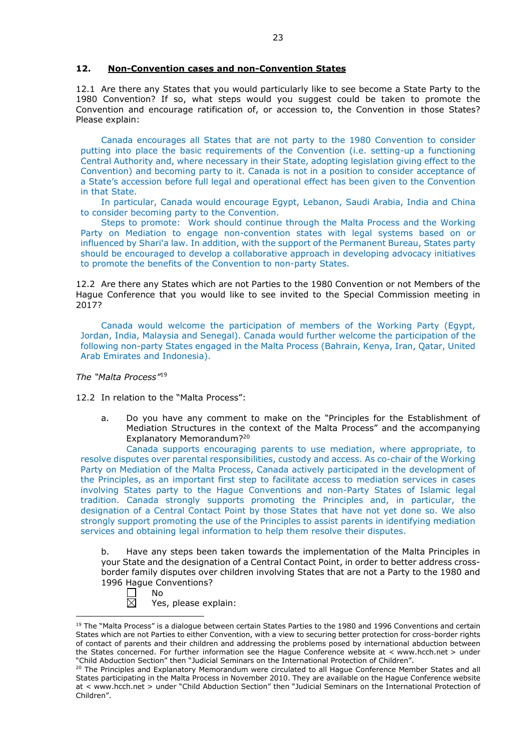## 12. Non-Convention cases and non-Convention States

12.1 Are there any States that you would particularly like to see become a State Party to the 1980 Convention? If so, what steps would you suggest could be taken to promote the Convention and encourage ratification of, or accession to, the Convention in those States? Please explain:

Canada encourages all States that are not party to the 1980 Convention to consider putting into place the basic requirements of the Convention (i.e. setting-up a functioning Central Authority and, where necessary in their State, adopting legislation giving effect to the Convention) and becoming party to it. Canada is not in a position to consider acceptance of a State's accession before full legal and operational effect has been given to the Convention in that State.

In particular, Canada would encourage Egypt, Lebanon, Saudi Arabia, India and China to consider becoming party to the Convention.

Steps to promote: Work should continue through the Malta Process and the Working Party on Mediation to engage non-convention states with legal systems based on or influenced by Shari'a law. In addition, with the support of the Permanent Bureau, States party should be encouraged to develop a collaborative approach in developing advocacy initiatives to promote the benefits of the Convention to non-party States.

12.2 Are there any States which are not Parties to the 1980 Convention or not Members of the Hague Conference that you would like to see invited to the Special Commission meeting in 2017?

Canada would welcome the participation of members of the Working Party (Egypt, Jordan, India, Malaysia and Senegal). Canada would further welcome the participation of the following non-party States engaged in the Malta Process (Bahrain, Kenya, Iran, Qatar, United Arab Emirates and Indonesia).

*The "Malta Process"*[19]

12.2 In relation to the "Malta Process":

a. Do you have any comment to make on the "Principles for the Establishment of Mediation Structures in the context of the Malta Process" and the accompanying Explanatory Memorandum?[20]

Canada supports encouraging parents to use mediation, where appropriate, to resolve disputes over parental responsibilities, custody and access. As co-chair of the Working Party on Mediation of the Malta Process, Canada actively participated in the development of the Principles, as an important first step to facilitate access to mediation services in cases involving States party to the Hague Conventions and non-Party States of Islamic legal tradition. Canada strongly supports promoting the Principles and, in particular, the designation of a Central Contact Point by those States that have not yet done so. We also strongly support promoting the use of the Principles to assist parents in identifying mediation services and obtaining legal information to help them resolve their disputes.

b. Have any steps been taken towards the implementation of the Malta Principles in your State and the designation of a Central Contact Point, in order to better address cross-border family disputes over children involving States that are not a Party to the 1980 and 1996 Hague Conventions?

☐ No
☒ Yes, please explain:

---

[19] The "Malta Process" is a dialogue between certain States Parties to the 1980 and 1996 Conventions and certain States which are not Parties to either Convention, with a view to securing better protection for cross-border rights of contact of parents and their children and addressing the problems posed by international abduction between the States concerned. For further information see the Hague Conference website at < www.hcch.net > under "Child Abduction Section" then "Judicial Seminars on the International Protection of Children".

[20] The Principles and Explanatory Memorandum were circulated to all Hague Conference Member States and all States participating in the Malta Process in November 2010. They are available on the Hague Conference website at < www.hcch.net > under "Child Abduction Section" then "Judicial Seminars on the International Protection of Children".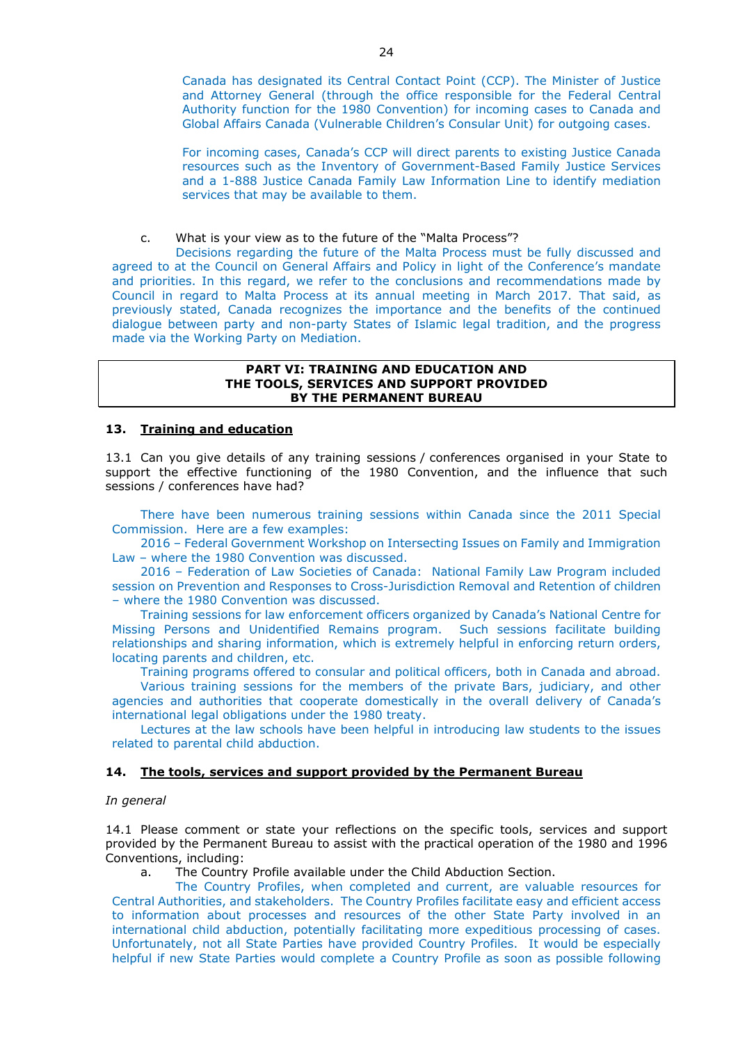Canada has designated its Central Contact Point (CCP). The Minister of Justice and Attorney General (through the office responsible for the Federal Central Authority function for the 1980 Convention) for incoming cases to Canada and Global Affairs Canada (Vulnerable Children's Consular Unit) for outgoing cases.

For incoming cases, Canada's CCP will direct parents to existing Justice Canada resources such as the Inventory of Government-Based Family Justice Services and a 1-888 Justice Canada Family Law Information Line to identify mediation services that may be available to them.

c. What is your view as to the future of the "Malta Process"?

Decisions regarding the future of the Malta Process must be fully discussed and agreed to at the Council on General Affairs and Policy in light of the Conference's mandate and priorities. In this regard, we refer to the conclusions and recommendations made by Council in regard to Malta Process at its annual meeting in March 2017. That said, as previously stated, Canada recognizes the importance and the benefits of the continued dialogue between party and non-party States of Islamic legal tradition, and the progress made via the Working Party on Mediation.

## PART VI: TRAINING AND EDUCATION AND THE TOOLS, SERVICES AND SUPPORT PROVIDED BY THE PERMANENT BUREAU

### 13. Training and education

13.1 Can you give details of any training sessions / conferences organised in your State to support the effective functioning of the 1980 Convention, and the influence that such sessions / conferences have had?

There have been numerous training sessions within Canada since the 2011 Special Commission. Here are a few examples:

2016 – Federal Government Workshop on Intersecting Issues on Family and Immigration Law – where the 1980 Convention was discussed.

2016 – Federation of Law Societies of Canada: National Family Law Program included session on Prevention and Responses to Cross-Jurisdiction Removal and Retention of children – where the 1980 Convention was discussed.

Training sessions for law enforcement officers organized by Canada's National Centre for Missing Persons and Unidentified Remains program. Such sessions facilitate building relationships and sharing information, which is extremely helpful in enforcing return orders, locating parents and children, etc.

Training programs offered to consular and political officers, both in Canada and abroad.

Various training sessions for the members of the private Bars, judiciary, and other agencies and authorities that cooperate domestically in the overall delivery of Canada's international legal obligations under the 1980 treaty.

Lectures at the law schools have been helpful in introducing law students to the issues related to parental child abduction.

### 14. The tools, services and support provided by the Permanent Bureau

*In general*

14.1 Please comment or state your reflections on the specific tools, services and support provided by the Permanent Bureau to assist with the practical operation of the 1980 and 1996 Conventions, including:

a. The Country Profile available under the Child Abduction Section.

The Country Profiles, when completed and current, are valuable resources for Central Authorities, and stakeholders. The Country Profiles facilitate easy and efficient access to information about processes and resources of the other State Party involved in an international child abduction, potentially facilitating more expeditious processing of cases. Unfortunately, not all State Parties have provided Country Profiles. It would be especially helpful if new State Parties would complete a Country Profile as soon as possible following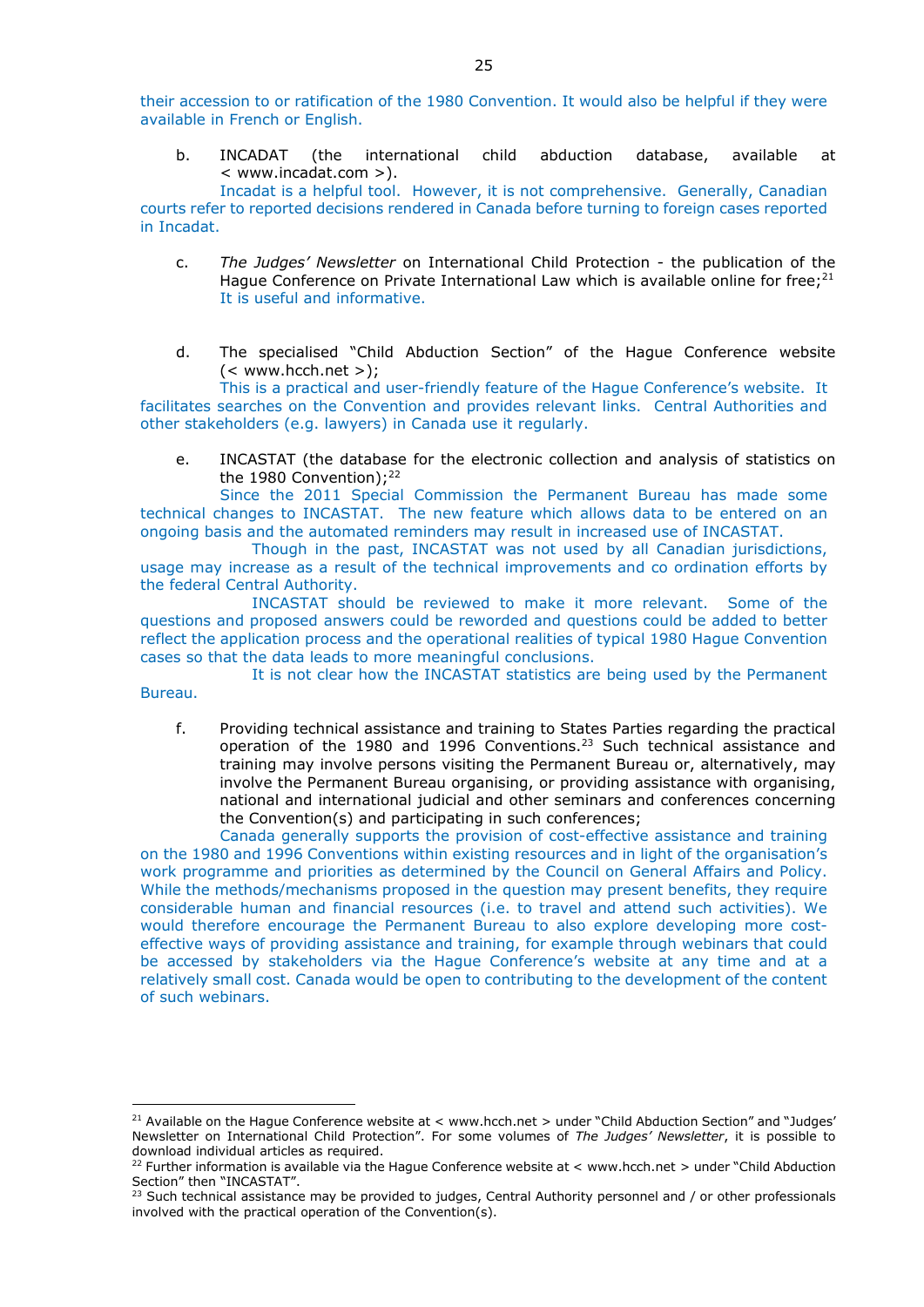their accession to or ratification of the 1980 Convention. It would also be helpful if they were available in French or English.

b. INCADAT (the international child abduction database, available at < www.incadat.com >).

Incadat is a helpful tool. However, it is not comprehensive. Generally, Canadian courts refer to reported decisions rendered in Canada before turning to foreign cases reported in Incadat.

c. *The Judges' Newsletter* on International Child Protection - the publication of the Hague Conference on Private International Law which is available online for free;[21] It is useful and informative.

d. The specialised "Child Abduction Section" of the Hague Conference website (< www.hcch.net >);

This is a practical and user-friendly feature of the Hague Conference's website. It facilitates searches on the Convention and provides relevant links. Central Authorities and other stakeholders (e.g. lawyers) in Canada use it regularly.

e. INCASTAT (the database for the electronic collection and analysis of statistics on the 1980 Convention);[22]

Since the 2011 Special Commission the Permanent Bureau has made some technical changes to INCASTAT. The new feature which allows data to be entered on an ongoing basis and the automated reminders may result in increased use of INCASTAT.

Though in the past, INCASTAT was not used by all Canadian jurisdictions, usage may increase as a result of the technical improvements and co ordination efforts by the federal Central Authority.

INCASTAT should be reviewed to make it more relevant. Some of the questions and proposed answers could be reworded and questions could be added to better reflect the application process and the operational realities of typical 1980 Hague Convention cases so that the data leads to more meaningful conclusions.

It is not clear how the INCASTAT statistics are being used by the Permanent Bureau.

f. Providing technical assistance and training to States Parties regarding the practical operation of the 1980 and 1996 Conventions.[23] Such technical assistance and training may involve persons visiting the Permanent Bureau or, alternatively, may involve the Permanent Bureau organising, or providing assistance with organising, national and international judicial and other seminars and conferences concerning the Convention(s) and participating in such conferences;

Canada generally supports the provision of cost-effective assistance and training on the 1980 and 1996 Conventions within existing resources and in light of the organisation's work programme and priorities as determined by the Council on General Affairs and Policy. While the methods/mechanisms proposed in the question may present benefits, they require considerable human and financial resources (i.e. to travel and attend such activities). We would therefore encourage the Permanent Bureau to also explore developing more cost-effective ways of providing assistance and training, for example through webinars that could be accessed by stakeholders via the Hague Conference's website at any time and at a relatively small cost. Canada would be open to contributing to the development of the content of such webinars.

---

[21] Available on the Hague Conference website at < www.hcch.net > under "Child Abduction Section" and "Judges' Newsletter on International Child Protection". For some volumes of *The Judges' Newsletter*, it is possible to download individual articles as required.

[22] Further information is available via the Hague Conference website at < www.hcch.net > under "Child Abduction Section" then "INCASTAT".

[23] Such technical assistance may be provided to judges, Central Authority personnel and / or other professionals involved with the practical operation of the Convention(s).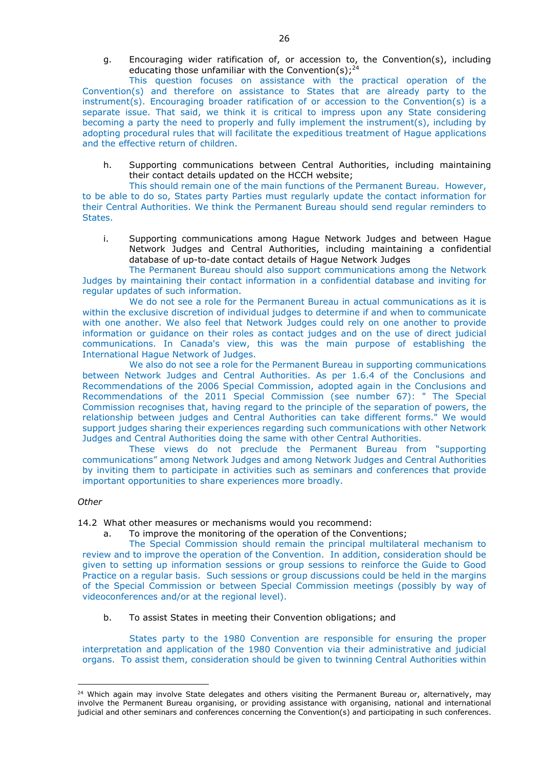g. Encouraging wider ratification of, or accession to, the Convention(s), including educating those unfamiliar with the Convention(s);[24]

This question focuses on assistance with the practical operation of the Convention(s) and therefore on assistance to States that are already party to the instrument(s). Encouraging broader ratification of or accession to the Convention(s) is a separate issue. That said, we think it is critical to impress upon any State considering becoming a party the need to properly and fully implement the instrument(s), including by adopting procedural rules that will facilitate the expeditious treatment of Hague applications and the effective return of children.

h. Supporting communications between Central Authorities, including maintaining their contact details updated on the HCCH website;

This should remain one of the main functions of the Permanent Bureau. However, to be able to do so, States party Parties must regularly update the contact information for their Central Authorities. We think the Permanent Bureau should send regular reminders to States.

i. Supporting communications among Hague Network Judges and between Hague Network Judges and Central Authorities, including maintaining a confidential database of up-to-date contact details of Hague Network Judges

The Permanent Bureau should also support communications among the Network Judges by maintaining their contact information in a confidential database and inviting for regular updates of such information.

We do not see a role for the Permanent Bureau in actual communications as it is within the exclusive discretion of individual judges to determine if and when to communicate with one another. We also feel that Network Judges could rely on one another to provide information or guidance on their roles as contact judges and on the use of direct judicial communications. In Canada's view, this was the main purpose of establishing the International Hague Network of Judges.

We also do not see a role for the Permanent Bureau in supporting communications between Network Judges and Central Authorities. As per 1.6.4 of the Conclusions and Recommendations of the 2006 Special Commission, adopted again in the Conclusions and Recommendations of the 2011 Special Commission (see number 67): " The Special Commission recognises that, having regard to the principle of the separation of powers, the relationship between judges and Central Authorities can take different forms." We would support judges sharing their experiences regarding such communications with other Network Judges and Central Authorities doing the same with other Central Authorities.

These views do not preclude the Permanent Bureau from "supporting communications" among Network Judges and among Network Judges and Central Authorities by inviting them to participate in activities such as seminars and conferences that provide important opportunities to share experiences more broadly.

*Other*

14.2 What other measures or mechanisms would you recommend:

a. To improve the monitoring of the operation of the Conventions;

The Special Commission should remain the principal multilateral mechanism to review and to improve the operation of the Convention. In addition, consideration should be given to setting up information sessions or group sessions to reinforce the Guide to Good Practice on a regular basis. Such sessions or group discussions could be held in the margins of the Special Commission or between Special Commission meetings (possibly by way of videoconferences and/or at the regional level).

b. To assist States in meeting their Convention obligations; and

States party to the 1980 Convention are responsible for ensuring the proper interpretation and application of the 1980 Convention via their administrative and judicial organs. To assist them, consideration should be given to twinning Central Authorities within

---

[24] Which again may involve State delegates and others visiting the Permanent Bureau or, alternatively, may involve the Permanent Bureau organising, or providing assistance with organising, national and international judicial and other seminars and conferences concerning the Convention(s) and participating in such conferences.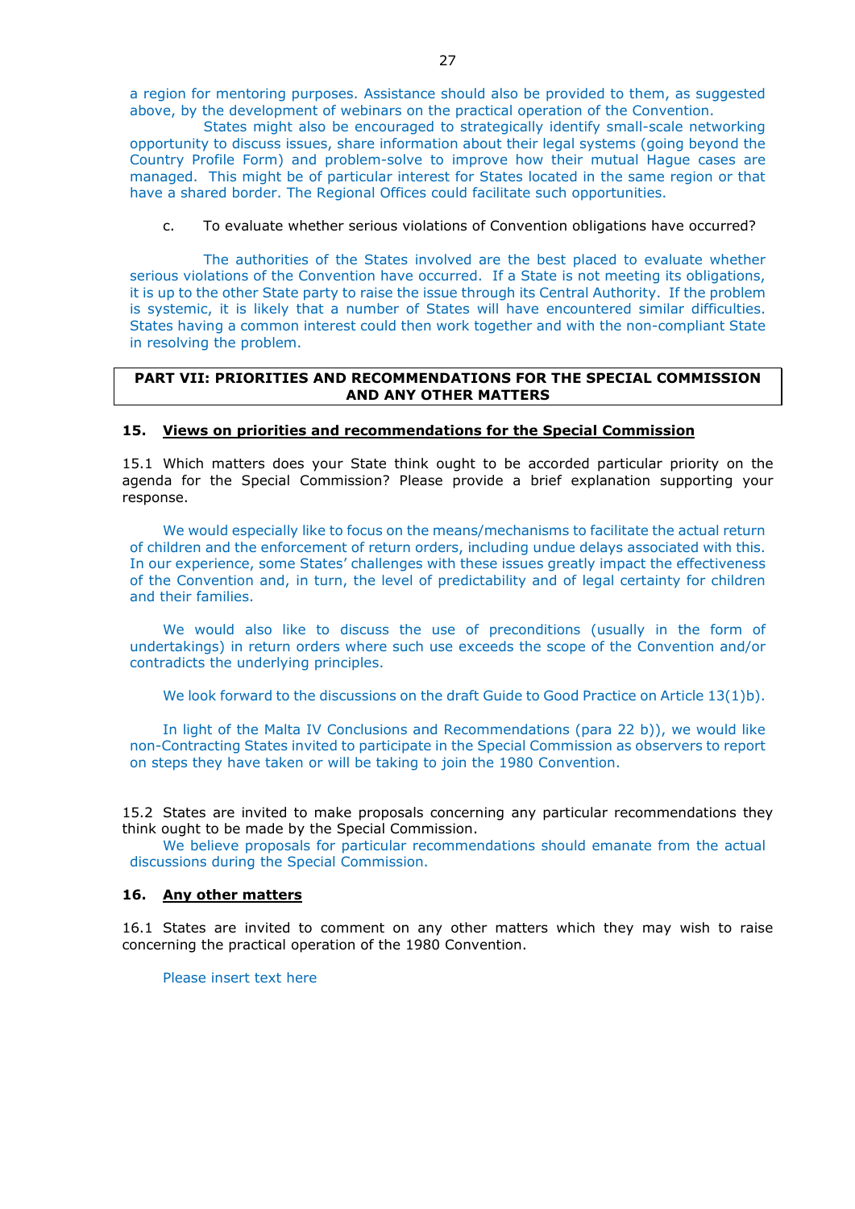a region for mentoring purposes. Assistance should also be provided to them, as suggested above, by the development of webinars on the practical operation of the Convention.

States might also be encouraged to strategically identify small-scale networking opportunity to discuss issues, share information about their legal systems (going beyond the Country Profile Form) and problem-solve to improve how their mutual Hague cases are managed. This might be of particular interest for States located in the same region or that have a shared border. The Regional Offices could facilitate such opportunities.

c. To evaluate whether serious violations of Convention obligations have occurred?

The authorities of the States involved are the best placed to evaluate whether serious violations of the Convention have occurred. If a State is not meeting its obligations, it is up to the other State party to raise the issue through its Central Authority. If the problem is systemic, it is likely that a number of States will have encountered similar difficulties. States having a common interest could then work together and with the non-compliant State in resolving the problem.

**PART VII: PRIORITIES AND RECOMMENDATIONS FOR THE SPECIAL COMMISSION AND ANY OTHER MATTERS**

## 15. Views on priorities and recommendations for the Special Commission

15.1 Which matters does your State think ought to be accorded particular priority on the agenda for the Special Commission? Please provide a brief explanation supporting your response.

We would especially like to focus on the means/mechanisms to facilitate the actual return of children and the enforcement of return orders, including undue delays associated with this. In our experience, some States' challenges with these issues greatly impact the effectiveness of the Convention and, in turn, the level of predictability and of legal certainty for children and their families.

We would also like to discuss the use of preconditions (usually in the form of undertakings) in return orders where such use exceeds the scope of the Convention and/or contradicts the underlying principles.

We look forward to the discussions on the draft Guide to Good Practice on Article 13(1)b).

In light of the Malta IV Conclusions and Recommendations (para 22 b)), we would like non-Contracting States invited to participate in the Special Commission as observers to report on steps they have taken or will be taking to join the 1980 Convention.

15.2 States are invited to make proposals concerning any particular recommendations they think ought to be made by the Special Commission.

We believe proposals for particular recommendations should emanate from the actual discussions during the Special Commission.

## 16. Any other matters

16.1 States are invited to comment on any other matters which they may wish to raise concerning the practical operation of the 1980 Convention.

Please insert text here